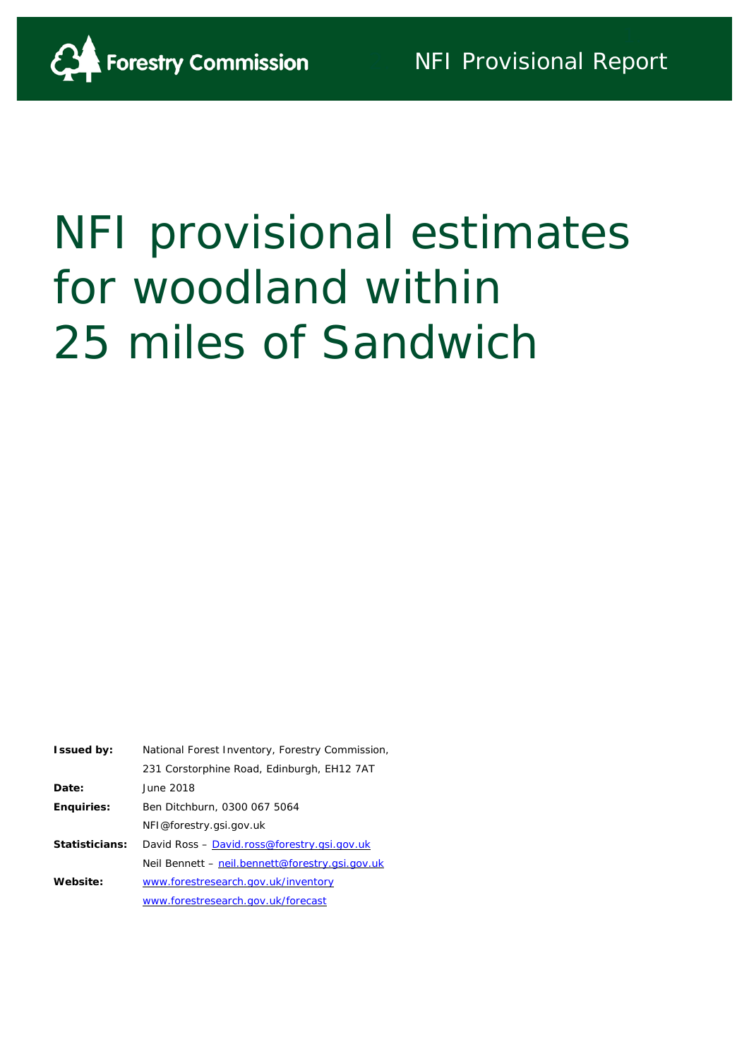Forestry Commission

NFI Provisional Report

# NFI provisional estimates for woodland within 25 miles of Sandwich

| | |
|---|---|
| **Issued by:** | National Forest Inventory, Forestry Commission, |
| | 231 Corstorphine Road, Edinburgh, EH12 7AT |
| **Date:** | June 2018 |
| **Enquiries:** | Ben Ditchburn, 0300 067 5064 |
| | NFI@forestry.gsi.gov.uk |
| **Statisticians:** | David Ross – David.ross@forestry.gsi.gov.uk |
| | Neil Bennett – neil.bennett@forestry.gsi.gov.uk |
| **Website:** | www.forestresearch.gov.uk/inventory |
| | www.forestresearch.gov.uk/forecast |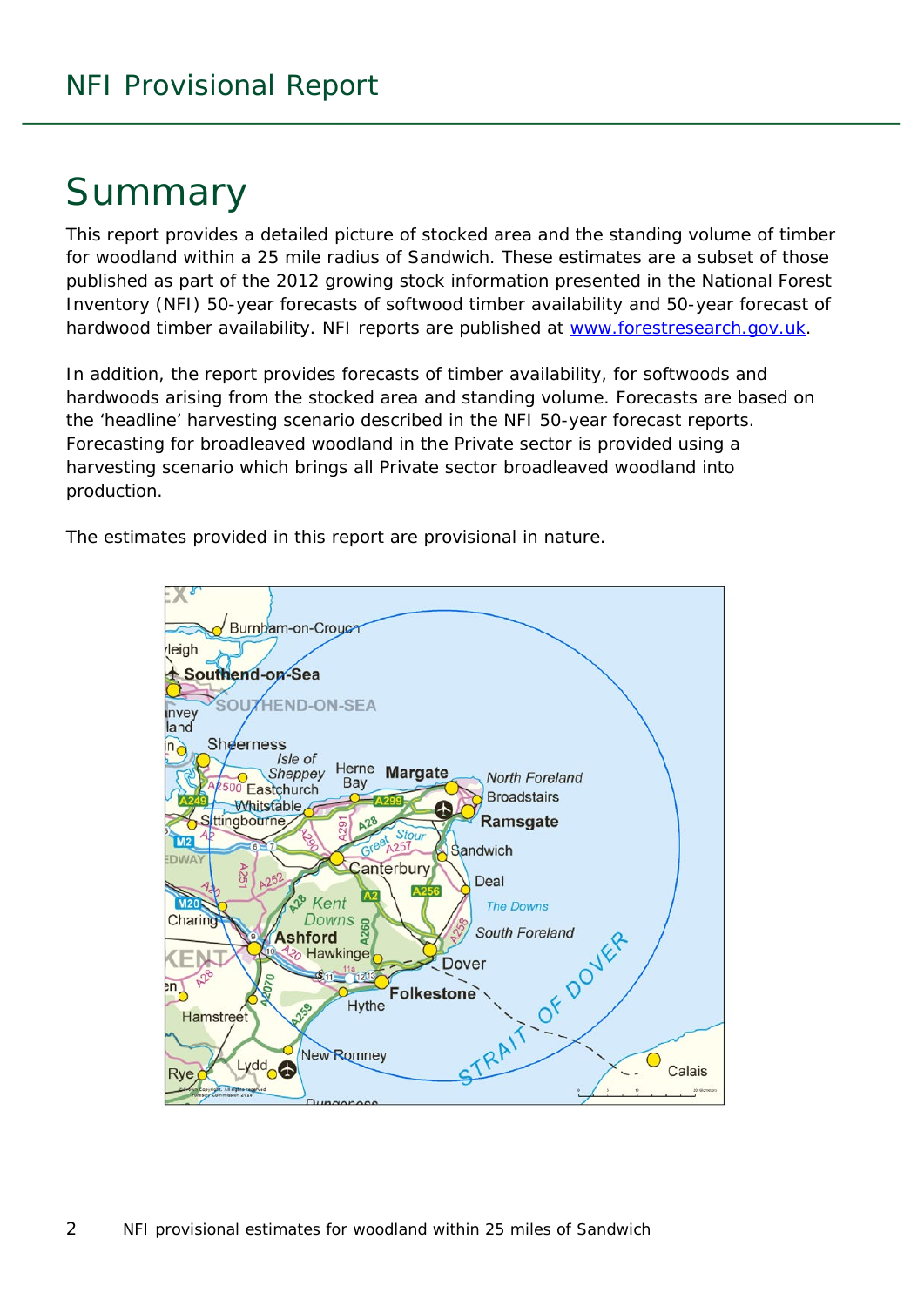# Summary

This report provides a detailed picture of stocked area and the standing volume of timber for woodland within a 25 mile radius of Sandwich. These estimates are a subset of those published as part of the 2012 growing stock information presented in the National Forest Inventory (NFI) 50-year forecasts of softwood timber availability and 50-year forecast of hardwood timber availability. NFI reports are published at www.forestresearch.gov.uk.

In addition, the report provides forecasts of timber availability, for softwoods and hardwoods arising from the stocked area and standing volume. Forecasts are based on the 'headline' harvesting scenario described in the NFI 50-year forecast reports. Forecasting for broadleaved woodland in the Private sector is provided using a harvesting scenario which brings all Private sector broadleaved woodland into production.

The estimates provided in this report are provisional in nature.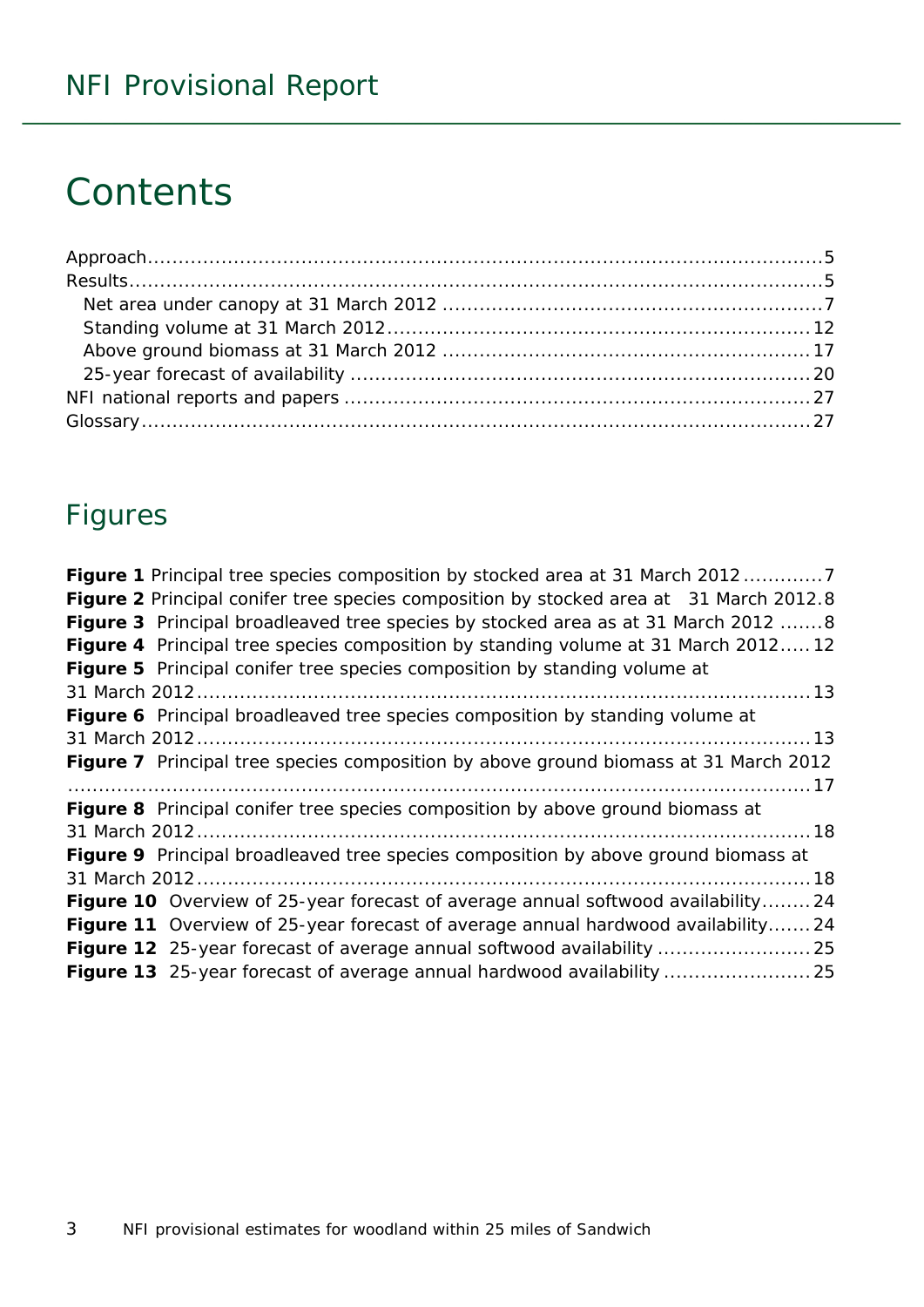# Contents

Approach.....5
Results.....5
- Net area under canopy at 31 March 2012.....7
- Standing volume at 31 March 2012.....12
- Above ground biomass at 31 March 2012.....17
- 25-year forecast of availability.....20

NFI national reports and papers.....27
Glossary.....27

## Figures

**Figure 1** Principal tree species composition by stocked area at 31 March 2012.....7
**Figure 2** Principal conifer tree species composition by stocked area at 31 March 2012.....8
**Figure 3** Principal broadleaved tree species by stocked area as at 31 March 2012.....8
**Figure 4** Principal tree species composition by standing volume at 31 March 2012.....12
**Figure 5** Principal conifer tree species composition by standing volume at 31 March 2012.....13
**Figure 6** Principal broadleaved tree species composition by standing volume at 31 March 2012.....13
**Figure 7** Principal tree species composition by above ground biomass at 31 March 2012.....17
**Figure 8** Principal conifer tree species composition by above ground biomass at 31 March 2012.....18
**Figure 9** Principal broadleaved tree species composition by above ground biomass at 31 March 2012.....18
**Figure 10** Overview of 25-year forecast of average annual softwood availability.....24
**Figure 11** Overview of 25-year forecast of average annual hardwood availability.....24
**Figure 12** 25-year forecast of average annual softwood availability.....25
**Figure 13** 25-year forecast of average annual hardwood availability.....25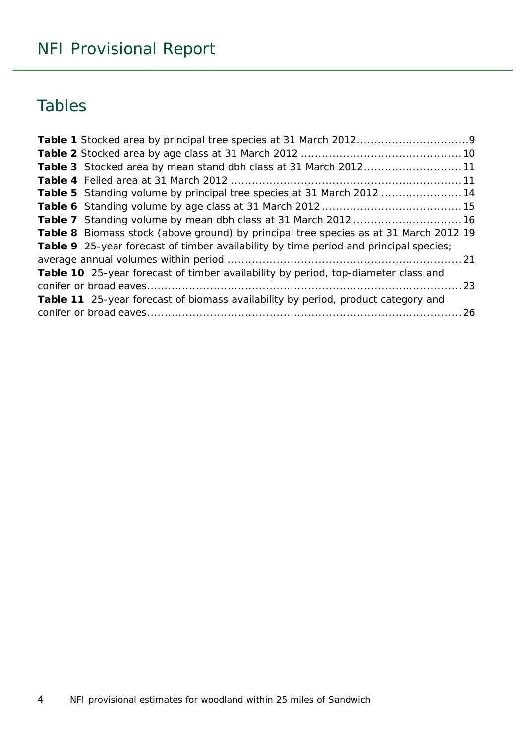## Tables

**Table 1** Stocked area by principal tree species at 31 March 2012 ................................ 9
**Table 2** Stocked area by age class at 31 March 2012 ............................................. 10
**Table 3** Stocked area by mean stand dbh class at 31 March 2012 ........................... 11
**Table 4** Felled area at 31 March 2012 ................................................................. 11
**Table 5** Standing volume by principal tree species at 31 March 2012 ...................... 14
**Table 6** Standing volume by age class at 31 March 2012 ....................................... 15
**Table 7** Standing volume by mean dbh class at 31 March 2012 .............................. 16
**Table 8** Biomass stock (above ground) by principal tree species as at 31 March 2012 19
**Table 9** 25-year forecast of timber availability by time period and principal species; average annual volumes within period ................................................................. 21
**Table 10** 25-year forecast of timber availability by period, top-diameter class and conifer or broadleaves .......................................................................................... 23
**Table 11** 25-year forecast of biomass availability by period, product category and conifer or broadleaves .......................................................................................... 26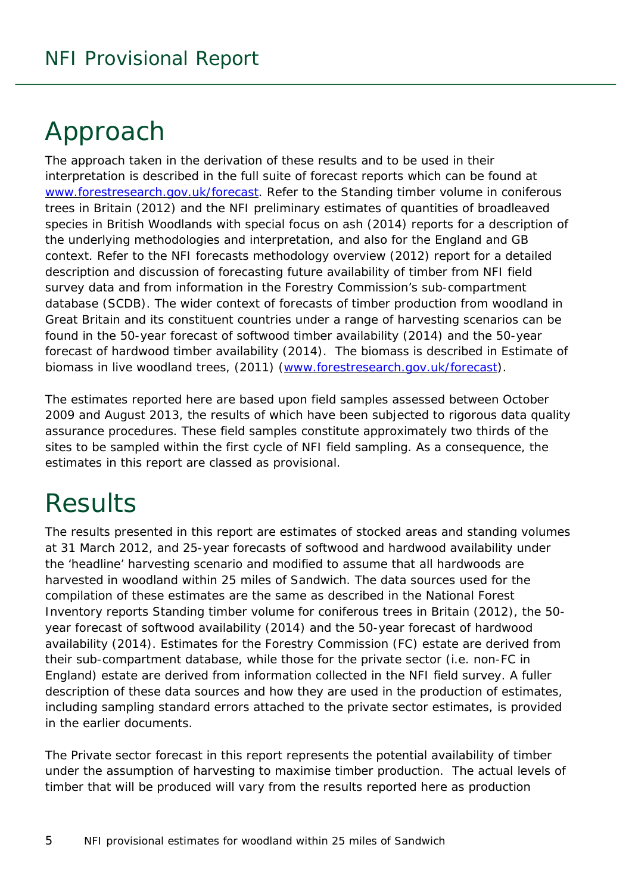# Approach

The approach taken in the derivation of these results and to be used in their interpretation is described in the full suite of forecast reports which can be found at [www.forestresearch.gov.uk/forecast](www.forestresearch.gov.uk/forecast). Refer to the Standing timber volume in coniferous trees in Britain (2012) and the NFI preliminary estimates of quantities of broadleaved species in British Woodlands with special focus on ash (2014) reports for a description of the underlying methodologies and interpretation, and also for the England and GB context. Refer to the NFI forecasts methodology overview (2012) report for a detailed description and discussion of forecasting future availability of timber from NFI field survey data and from information in the Forestry Commission's sub-compartment database (SCDB). The wider context of forecasts of timber production from woodland in Great Britain and its constituent countries under a range of harvesting scenarios can be found in the 50-year forecast of softwood timber availability (2014) and the 50-year forecast of hardwood timber availability (2014). The biomass is described in Estimate of biomass in live woodland trees, (2011) ([www.forestresearch.gov.uk/forecast](www.forestresearch.gov.uk/forecast)).

The estimates reported here are based upon field samples assessed between October 2009 and August 2013, the results of which have been subjected to rigorous data quality assurance procedures. These field samples constitute approximately two thirds of the sites to be sampled within the first cycle of NFI field sampling. As a consequence, the estimates in this report are classed as provisional.

# Results

The results presented in this report are estimates of stocked areas and standing volumes at 31 March 2012, and 25-year forecasts of softwood and hardwood availability under the 'headline' harvesting scenario and modified to assume that all hardwoods are harvested in woodland within 25 miles of Sandwich. The data sources used for the compilation of these estimates are the same as described in the National Forest Inventory reports Standing timber volume for coniferous trees in Britain (2012), the 50-year forecast of softwood availability (2014) and the 50-year forecast of hardwood availability (2014). Estimates for the Forestry Commission (FC) estate are derived from their sub-compartment database, while those for the private sector (i.e. non-FC in England) estate are derived from information collected in the NFI field survey. A fuller description of these data sources and how they are used in the production of estimates, including sampling standard errors attached to the private sector estimates, is provided in the earlier documents.

The Private sector forecast in this report represents the potential availability of timber under the assumption of harvesting to maximise timber production. The actual levels of timber that will be produced will vary from the results reported here as production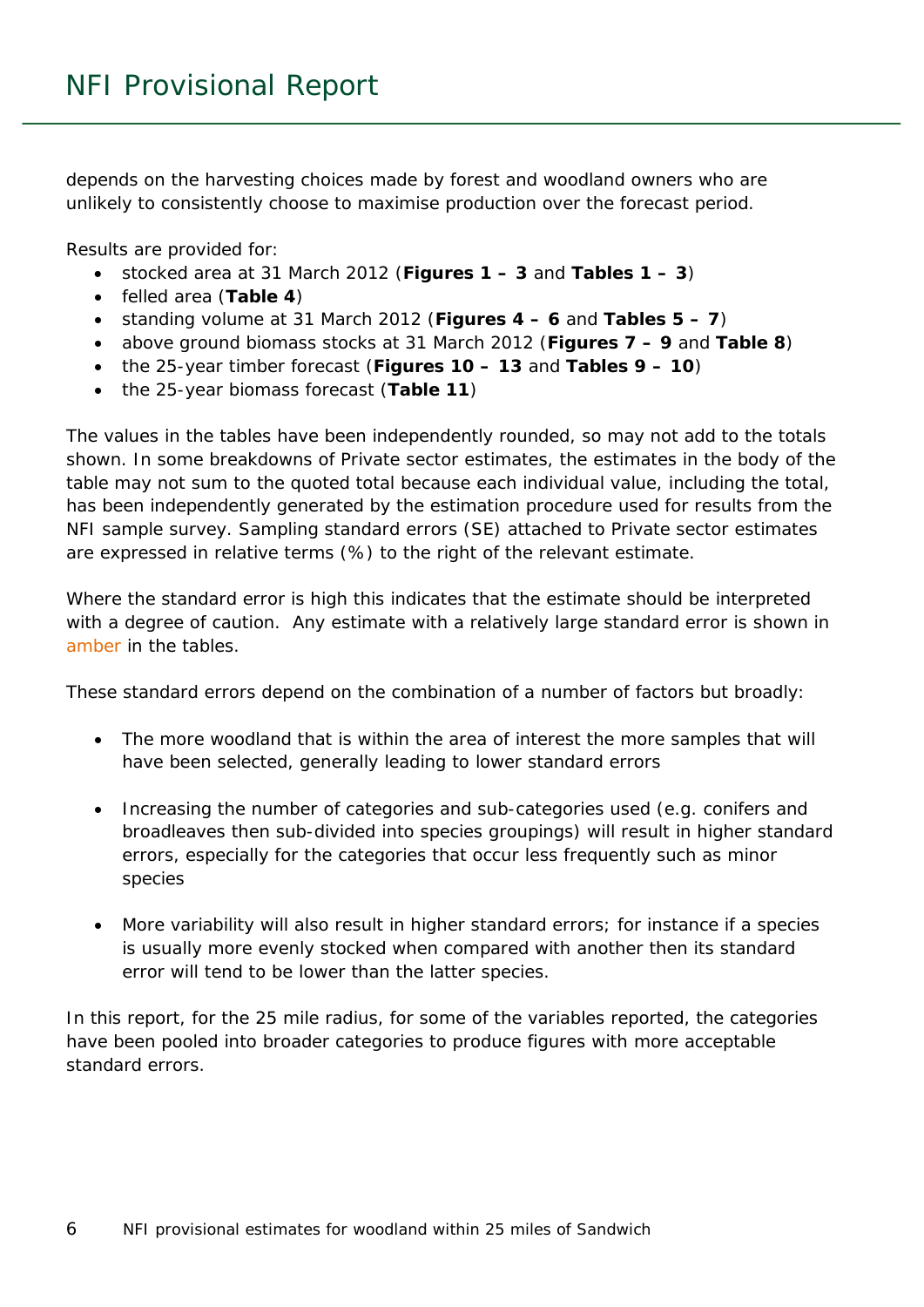depends on the harvesting choices made by forest and woodland owners who are unlikely to consistently choose to maximise production over the forecast period.

Results are provided for:

- stocked area at 31 March 2012 (**Figures 1 – 3** and **Tables 1 – 3**)
- felled area (**Table 4**)
- standing volume at 31 March 2012 (**Figures 4 – 6** and **Tables 5 – 7**)
- above ground biomass stocks at 31 March 2012 (**Figures 7 – 9** and **Table 8**)
- the 25-year timber forecast (**Figures 10 – 13** and **Tables 9 – 10**)
- the 25-year biomass forecast (**Table 11**)

The values in the tables have been independently rounded, so may not add to the totals shown. In some breakdowns of Private sector estimates, the estimates in the body of the table may not sum to the quoted total because each individual value, including the total, has been independently generated by the estimation procedure used for results from the NFI sample survey. Sampling standard errors (SE) attached to Private sector estimates are expressed in relative terms (%) to the right of the relevant estimate.

Where the standard error is high this indicates that the estimate should be interpreted with a degree of caution. Any estimate with a relatively large standard error is shown in amber in the tables.

These standard errors depend on the combination of a number of factors but broadly:

- The more woodland that is within the area of interest the more samples that will have been selected, generally leading to lower standard errors

- Increasing the number of categories and sub-categories used (e.g. conifers and broadleaves then sub-divided into species groupings) will result in higher standard errors, especially for the categories that occur less frequently such as minor species

- More variability will also result in higher standard errors; for instance if a species is usually more evenly stocked when compared with another then its standard error will tend to be lower than the latter species.

In this report, for the 25 mile radius, for some of the variables reported, the categories have been pooled into broader categories to produce figures with more acceptable standard errors.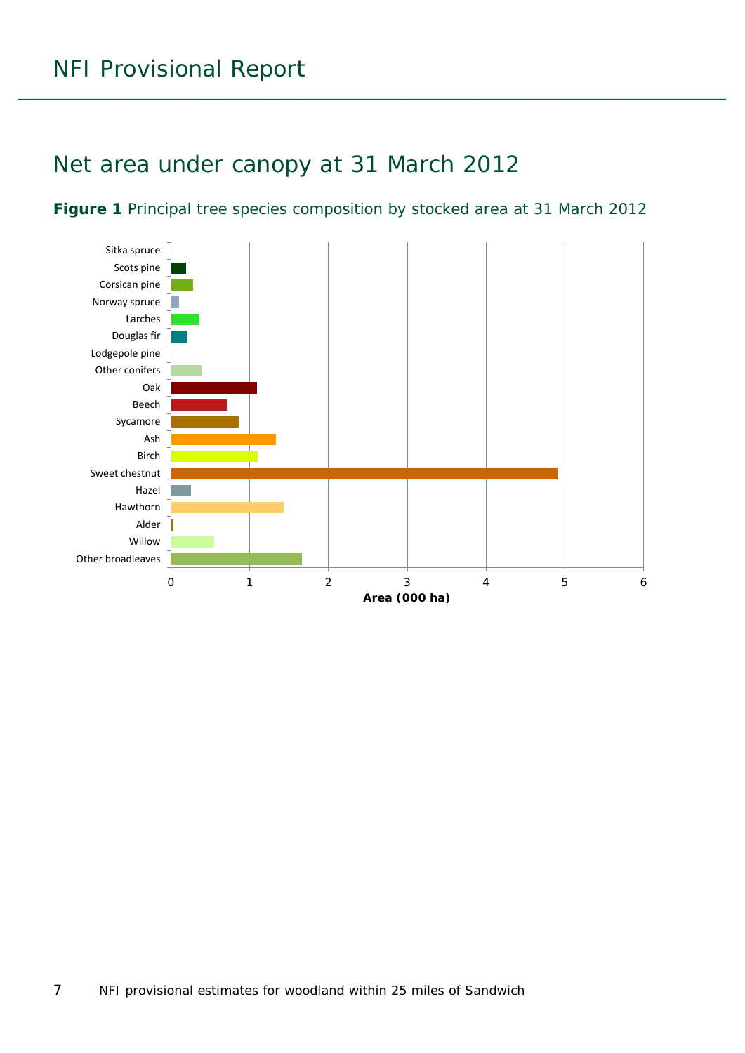# Net area under canopy at 31 March 2012

**Figure 1** Principal tree species composition by stocked area at 31 March 2012

Sitka spruce
Scots pine
Corsican pine
Norway spruce
Larches
Douglas fir
Lodgepole pine
Other conifers
Oak
Beech
Sycamore
Ash
Birch
Sweet chestnut
Hazel
Hawthorn
Alder
Willow
Other broadleaves

0 1 2 3 4 5 6

**Area (000 ha)**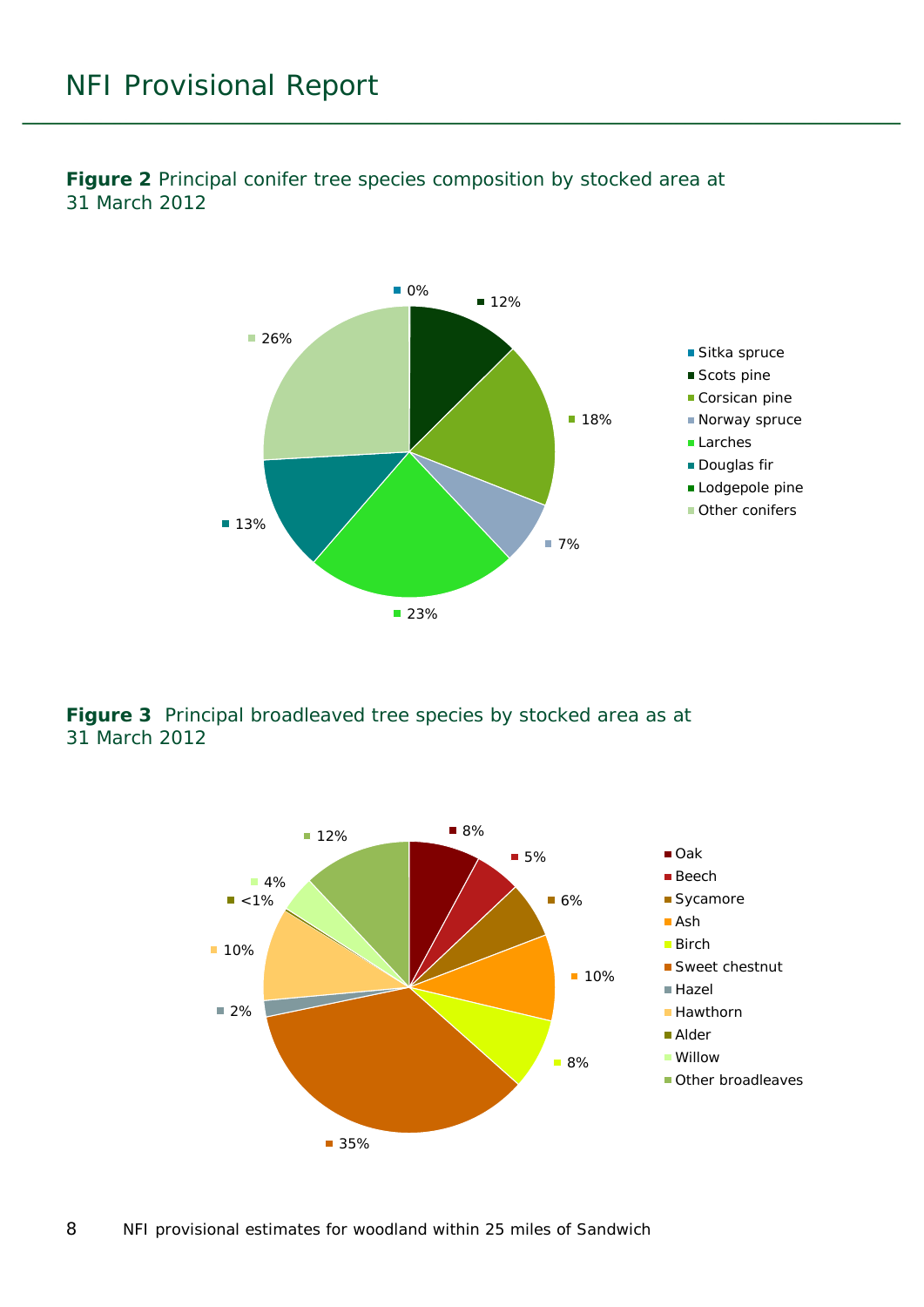**Figure 2** Principal conifer tree species composition by stocked area at 31 March 2012

| Species | Percentage |
|---|---|
| Sitka spruce | 0% |
| Scots pine | 12% |
| Corsican pine | 18% |
| Norway spruce | 7% |
| Larches | 23% |
| Douglas fir | 13% |
| Lodgepole pine | |
| Other conifers | 26% |

**Figure 3** Principal broadleaved tree species by stocked area as at 31 March 2012

| Species | Percentage |
|---|---|
| Oak | 8% |
| Beech | 5% |
| Sycamore | 6% |
| Ash | 10% |
| Birch | 8% |
| Sweet chestnut | 35% |
| Hazel | 2% |
| Hawthorn | 10% |
| Alder | <1% |
| Willow | 4% |
| Other broadleaves | 12% |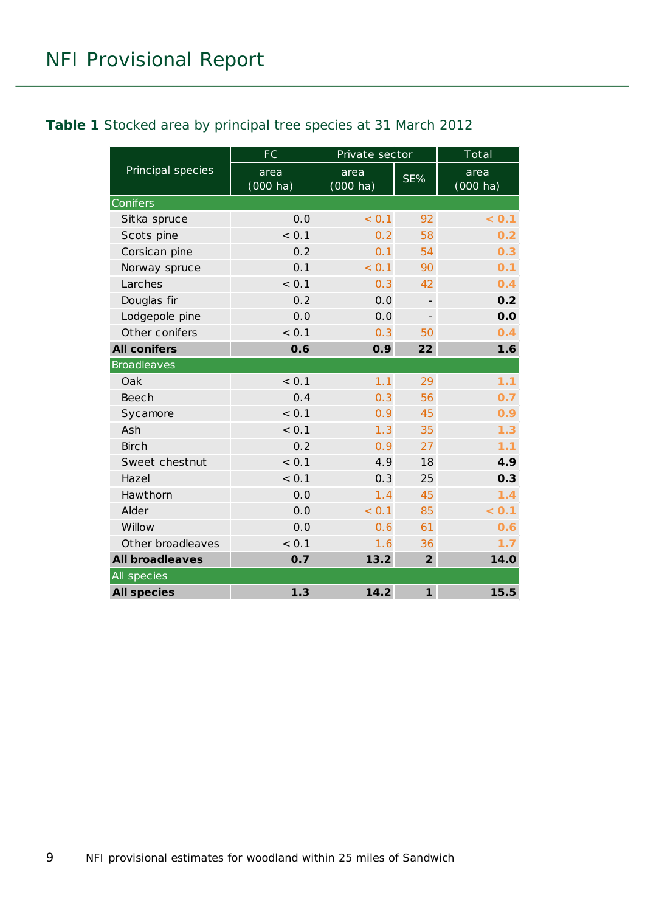## Table 1 Stocked area by principal tree species at 31 March 2012

| Principal species | FC | Private sector | | Total |
|---|---|---|---|---|
| | area (000 ha) | area (000 ha) | SE% | area (000 ha) |
| **Conifers** | | | | |
| Sitka spruce | 0.0 | < 0.1 | 92 | < 0.1 |
| Scots pine | < 0.1 | 0.2 | 58 | 0.2 |
| Corsican pine | 0.2 | 0.1 | 54 | 0.3 |
| Norway spruce | 0.1 | < 0.1 | 90 | 0.1 |
| Larches | < 0.1 | 0.3 | 42 | 0.4 |
| Douglas fir | 0.2 | 0.0 | - | **0.2** |
| Lodgepole pine | 0.0 | 0.0 | - | **0.0** |
| Other conifers | < 0.1 | 0.3 | 50 | 0.4 |
| **All conifers** | **0.6** | **0.9** | **22** | **1.6** |
| **Broadleaves** | | | | |
| Oak | < 0.1 | 1.1 | 29 | 1.1 |
| Beech | 0.4 | 0.3 | 56 | 0.7 |
| Sycamore | < 0.1 | 0.9 | 45 | 0.9 |
| Ash | < 0.1 | 1.3 | 35 | 1.3 |
| Birch | 0.2 | 0.9 | 27 | 1.1 |
| Sweet chestnut | < 0.1 | 4.9 | 18 | **4.9** |
| Hazel | < 0.1 | 0.3 | 25 | **0.3** |
| Hawthorn | 0.0 | 1.4 | 45 | 1.4 |
| Alder | 0.0 | < 0.1 | 85 | < 0.1 |
| Willow | 0.0 | 0.6 | 61 | 0.6 |
| Other broadleaves | < 0.1 | 1.6 | 36 | 1.7 |
| **All broadleaves** | **0.7** | **13.2** | **2** | **14.0** |
| **All species** | | | | |
| **All species** | **1.3** | **14.2** | **1** | **15.5** |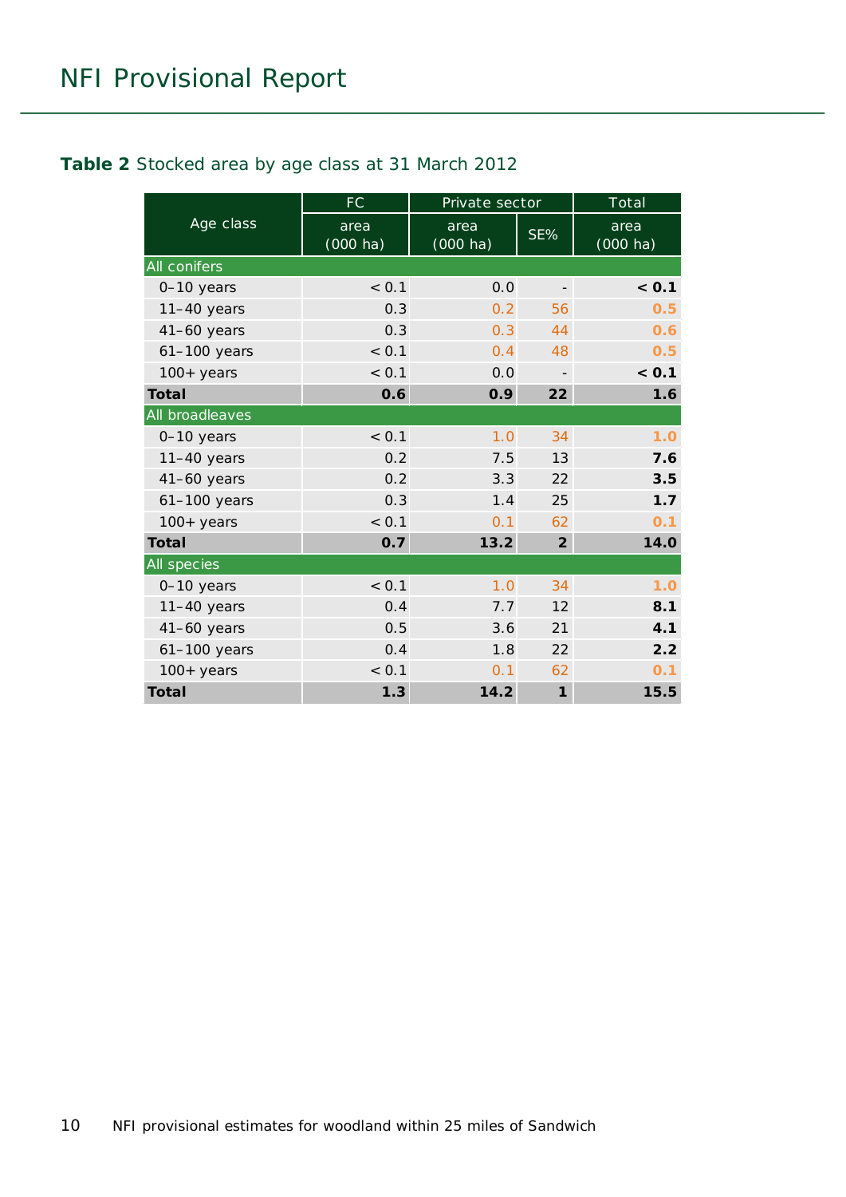**Table 2** Stocked area by age class at 31 March 2012

| Age class | FC | Private sector | | Total |
|---|---|---|---|---|
| | area (000 ha) | area (000 ha) | SE% | area (000 ha) |
| All conifers | | | | |
| 0–10 years | < 0.1 | 0.0 | - | **< 0.1** |
| 11–40 years | 0.3 | 0.2 | 56 | **0.5** |
| 41–60 years | 0.3 | 0.3 | 44 | **0.6** |
| 61–100 years | < 0.1 | 0.4 | 48 | **0.5** |
| 100+ years | < 0.1 | 0.0 | - | **< 0.1** |
| **Total** | **0.6** | **0.9** | **22** | **1.6** |
| All broadleaves | | | | |
| 0–10 years | < 0.1 | 1.0 | 34 | **1.0** |
| 11–40 years | 0.2 | 7.5 | 13 | **7.6** |
| 41–60 years | 0.2 | 3.3 | 22 | **3.5** |
| 61–100 years | 0.3 | 1.4 | 25 | **1.7** |
| 100+ years | < 0.1 | 0.1 | 62 | **0.1** |
| **Total** | **0.7** | **13.2** | **2** | **14.0** |
| All species | | | | |
| 0–10 years | < 0.1 | 1.0 | 34 | **1.0** |
| 11–40 years | 0.4 | 7.7 | 12 | **8.1** |
| 41–60 years | 0.5 | 3.6 | 21 | **4.1** |
| 61–100 years | 0.4 | 1.8 | 22 | **2.2** |
| 100+ years | < 0.1 | 0.1 | 62 | **0.1** |
| **Total** | **1.3** | **14.2** | **1** | **15.5** |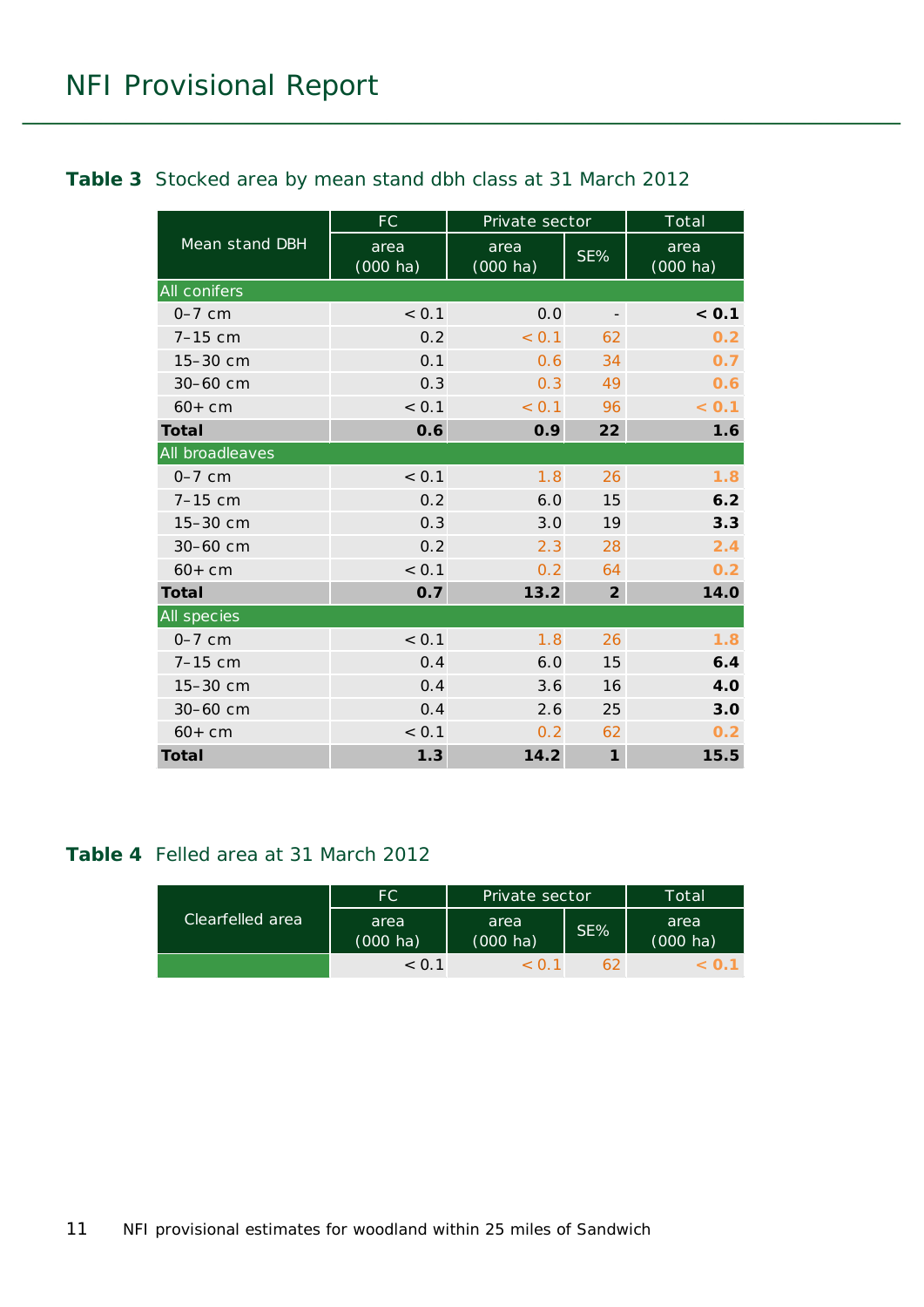**Table 3** Stocked area by mean stand dbh class at 31 March 2012

| Mean stand DBH | FC | Private sector | | Total |
|---|---|---|---|---|
| | area (000 ha) | area (000 ha) | SE% | area (000 ha) |
| All conifers | | | | |
| 0–7 cm | < 0.1 | 0.0 | - | **< 0.1** |
| 7–15 cm | 0.2 | < 0.1 | 62 | **0.2** |
| 15–30 cm | 0.1 | 0.6 | 34 | **0.7** |
| 30–60 cm | 0.3 | 0.3 | 49 | **0.6** |
| 60+ cm | < 0.1 | < 0.1 | 96 | **< 0.1** |
| **Total** | **0.6** | **0.9** | **22** | **1.6** |
| All broadleaves | | | | |
| 0–7 cm | < 0.1 | 1.8 | 26 | **1.8** |
| 7–15 cm | 0.2 | 6.0 | 15 | **6.2** |
| 15–30 cm | 0.3 | 3.0 | 19 | **3.3** |
| 30–60 cm | 0.2 | 2.3 | 28 | **2.4** |
| 60+ cm | < 0.1 | 0.2 | 64 | **0.2** |
| **Total** | **0.7** | **13.2** | **2** | **14.0** |
| All species | | | | |
| 0–7 cm | < 0.1 | 1.8 | 26 | **1.8** |
| 7–15 cm | 0.4 | 6.0 | 15 | **6.4** |
| 15–30 cm | 0.4 | 3.6 | 16 | **4.0** |
| 30–60 cm | 0.4 | 2.6 | 25 | **3.0** |
| 60+ cm | < 0.1 | 0.2 | 62 | **0.2** |
| **Total** | **1.3** | **14.2** | **1** | **15.5** |

**Table 4** Felled area at 31 March 2012

| Clearfelled area | FC | Private sector | | Total |
|---|---|---|---|---|
| | area (000 ha) | area (000 ha) | SE% | area (000 ha) |
| | < 0.1 | < 0.1 | 62 | **< 0.1** |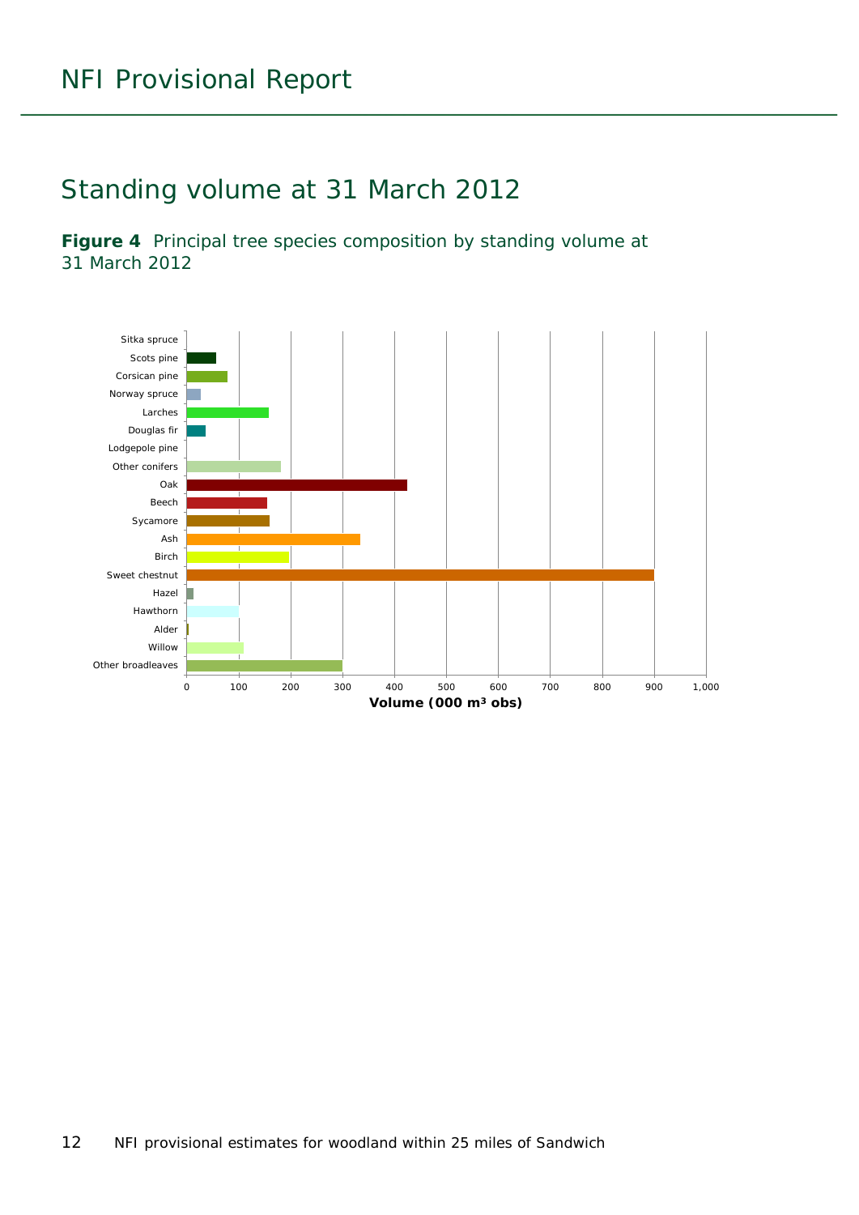# Standing volume at 31 March 2012

**Figure 4** Principal tree species composition by standing volume at 31 March 2012

Sitka spruce
Scots pine
Corsican pine
Norway spruce
Larches
Douglas fir
Lodgepole pine
Other conifers
Oak
Beech
Sycamore
Ash
Birch
Sweet chestnut
Hazel
Hawthorn
Alder
Willow
Other broadleaves

0 100 200 300 400 500 600 700 800 900 1,000

**Volume (000 m³ obs)**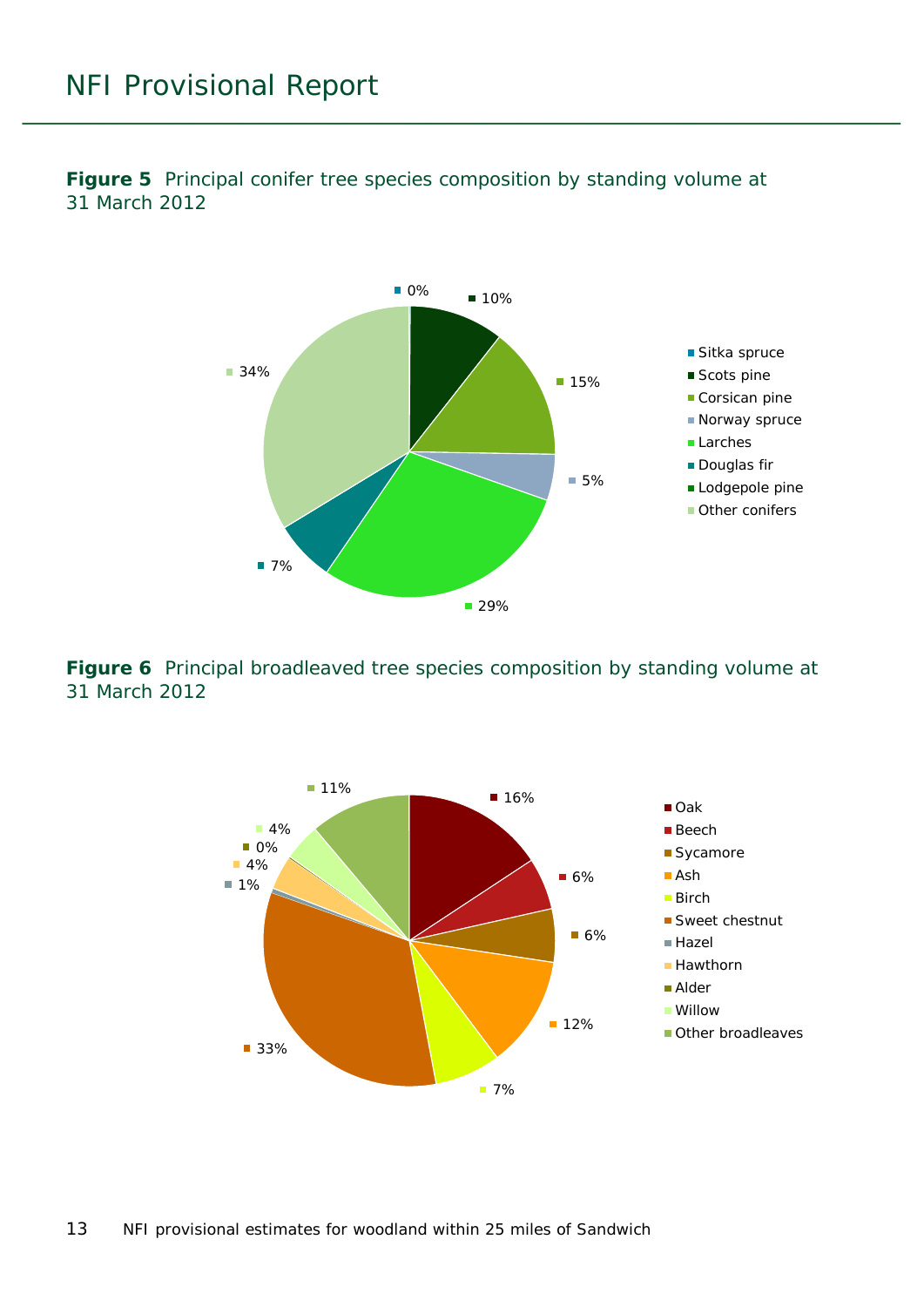**Figure 5** Principal conifer tree species composition by standing volume at 31 March 2012

| Species | Percentage |
|---|---|
| Sitka spruce | 0% |
| Scots pine | 10% |
| Corsican pine | 15% |
| Norway spruce | 5% |
| Larches | 29% |
| Douglas fir | 7% |
| Lodgepole pine | |
| Other conifers | 34% |

**Figure 6** Principal broadleaved tree species composition by standing volume at 31 March 2012

| Species | Percentage |
|---|---|
| Oak | 16% |
| Beech | 6% |
| Sycamore | 6% |
| Ash | 12% |
| Birch | 7% |
| Sweet chestnut | 33% |
| Hazel | 1% |
| Hawthorn | 4% |
| Alder | 0% |
| Willow | 4% |
| Other broadleaves | 11% |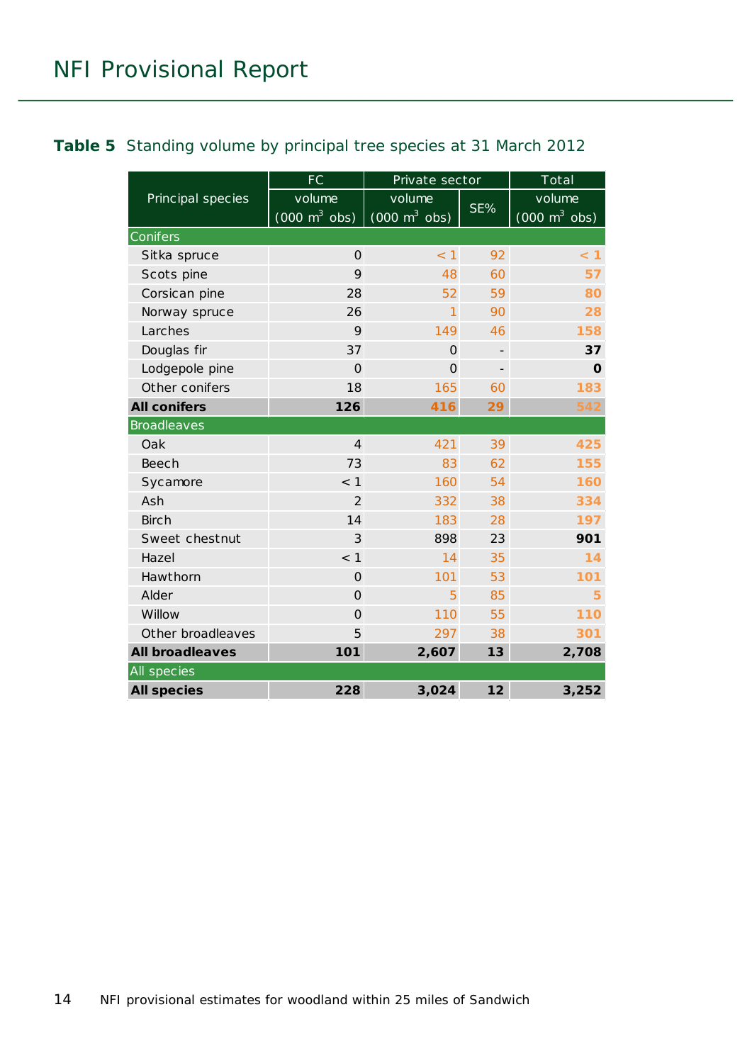**Table 5** Standing volume by principal tree species at 31 March 2012

| Principal species | FC | Private sector | | Total |
|---|---|---|---|---|
| | volume (000 m³ obs) | volume (000 m³ obs) | SE% | volume (000 m³ obs) |
| Conifers | | | | |
| Sitka spruce | 0 | < 1 | 92 | **< 1** |
| Scots pine | 9 | 48 | 60 | **57** |
| Corsican pine | 28 | 52 | 59 | **80** |
| Norway spruce | 26 | 1 | 90 | **28** |
| Larches | 9 | 149 | 46 | **158** |
| Douglas fir | 37 | 0 | - | **37** |
| Lodgepole pine | 0 | 0 | - | **0** |
| Other conifers | 18 | 165 | 60 | **183** |
| **All conifers** | **126** | **416** | **29** | **542** |
| Broadleaves | | | | |
| Oak | 4 | 421 | 39 | **425** |
| Beech | 73 | 83 | 62 | **155** |
| Sycamore | < 1 | 160 | 54 | **160** |
| Ash | 2 | 332 | 38 | **334** |
| Birch | 14 | 183 | 28 | **197** |
| Sweet chestnut | 3 | 898 | 23 | **901** |
| Hazel | < 1 | 14 | 35 | **14** |
| Hawthorn | 0 | 101 | 53 | **101** |
| Alder | 0 | 5 | 85 | **5** |
| Willow | 0 | 110 | 55 | **110** |
| Other broadleaves | 5 | 297 | 38 | **301** |
| **All broadleaves** | **101** | **2,607** | **13** | **2,708** |
| All species | | | | |
| **All species** | **228** | **3,024** | **12** | **3,252** |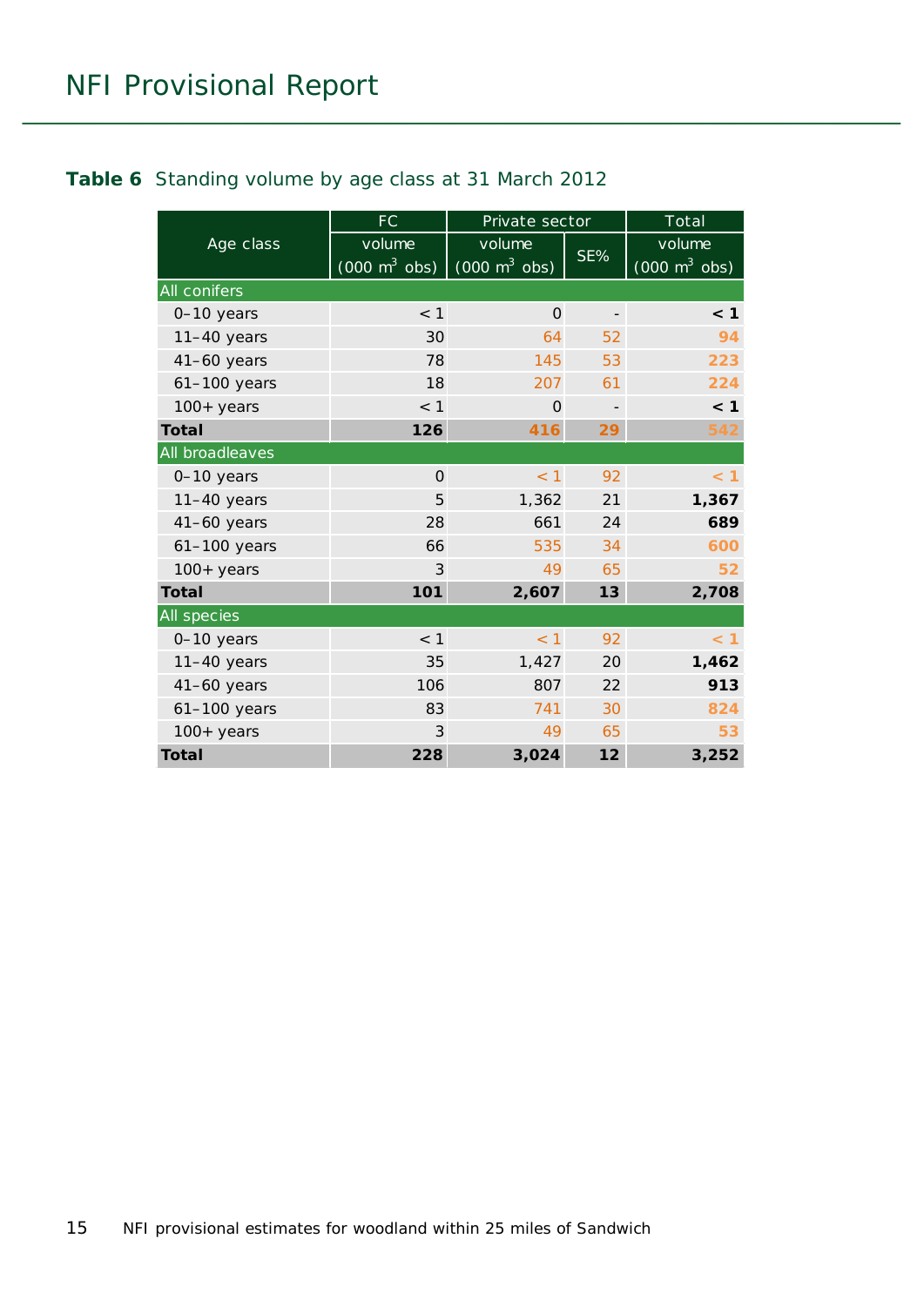**Table 6** Standing volume by age class at 31 March 2012

| Age class | FC | Private sector | | Total |
|---|---|---|---|---|
| | volume (000 m$^3$ obs) | volume (000 m$^3$ obs) | SE% | volume (000 m$^3$ obs) |
| **All conifers** | | | | |
| 0–10 years | < 1 | 0 | - | **< 1** |
| 11–40 years | 30 | 64 | 52 | **94** |
| 41–60 years | 78 | 145 | 53 | **223** |
| 61–100 years | 18 | 207 | 61 | **224** |
| 100+ years | < 1 | 0 | - | **< 1** |
| **Total** | **126** | **416** | **29** | **542** |
| **All broadleaves** | | | | |
| 0–10 years | 0 | < 1 | 92 | **< 1** |
| 11–40 years | 5 | 1,362 | 21 | **1,367** |
| 41–60 years | 28 | 661 | 24 | **689** |
| 61–100 years | 66 | 535 | 34 | **600** |
| 100+ years | 3 | 49 | 65 | **52** |
| **Total** | **101** | **2,607** | **13** | **2,708** |
| **All species** | | | | |
| 0–10 years | < 1 | < 1 | 92 | **< 1** |
| 11–40 years | 35 | 1,427 | 20 | **1,462** |
| 41–60 years | 106 | 807 | 22 | **913** |
| 61–100 years | 83 | 741 | 30 | **824** |
| 100+ years | 3 | 49 | 65 | **53** |
| **Total** | **228** | **3,024** | **12** | **3,252** |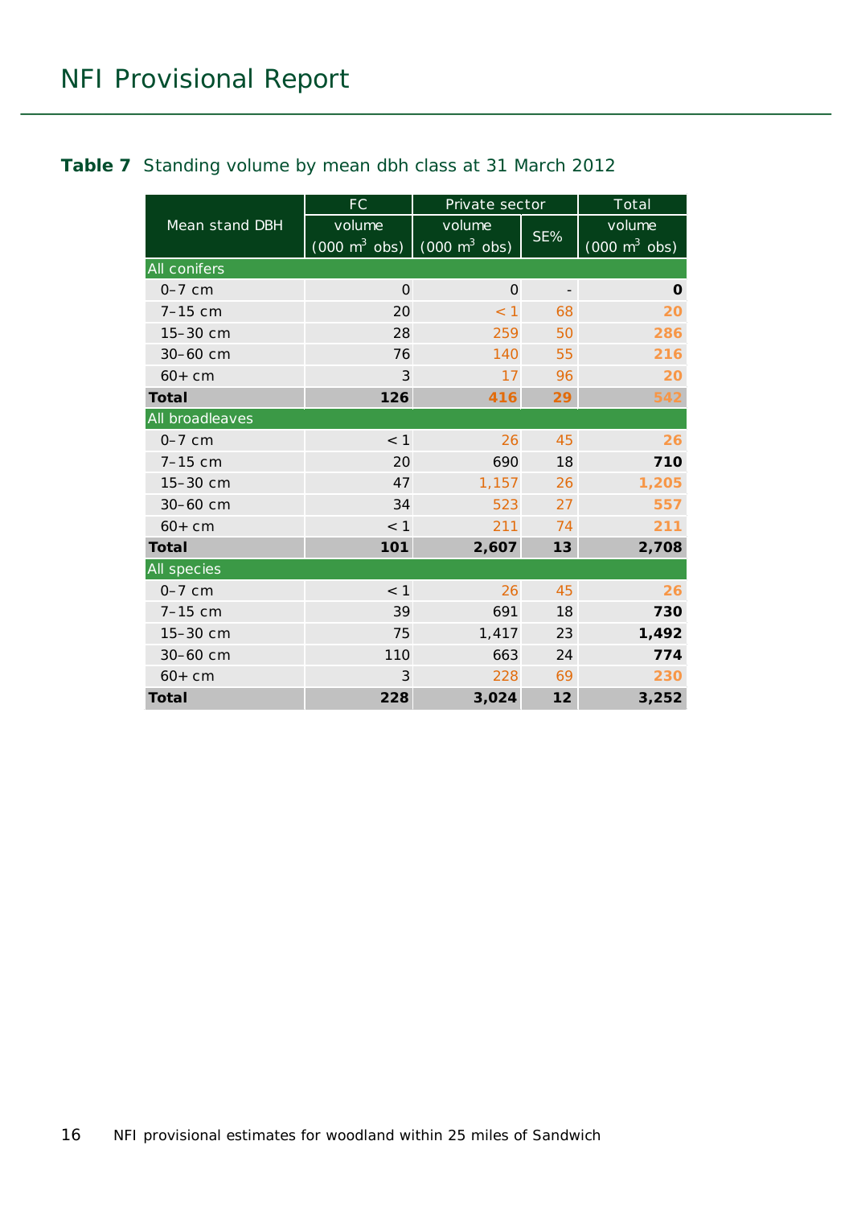**Table 7** Standing volume by mean dbh class at 31 March 2012

| Mean stand DBH | FC | Private sector | | Total |
|---|---|---|---|---|
| | volume (000 $m^3$ obs) | volume (000 $m^3$ obs) | SE% | volume (000 $m^3$ obs) |
| **All conifers** | | | | |
| 0–7 cm | 0 | 0 | - | **0** |
| 7–15 cm | 20 | < 1 | 68 | **20** |
| 15–30 cm | 28 | 259 | 50 | **286** |
| 30–60 cm | 76 | 140 | 55 | **216** |
| 60+ cm | 3 | 17 | 96 | **20** |
| **Total** | **126** | **416** | **29** | **542** |
| **All broadleaves** | | | | |
| 0–7 cm | < 1 | 26 | 45 | **26** |
| 7–15 cm | 20 | 690 | 18 | **710** |
| 15–30 cm | 47 | 1,157 | 26 | **1,205** |
| 30–60 cm | 34 | 523 | 27 | **557** |
| 60+ cm | < 1 | 211 | 74 | **211** |
| **Total** | **101** | **2,607** | **13** | **2,708** |
| **All species** | | | | |
| 0–7 cm | < 1 | 26 | 45 | **26** |
| 7–15 cm | 39 | 691 | 18 | **730** |
| 15–30 cm | 75 | 1,417 | 23 | **1,492** |
| 30–60 cm | 110 | 663 | 24 | **774** |
| 60+ cm | 3 | 228 | 69 | **230** |
| **Total** | **228** | **3,024** | **12** | **3,252** |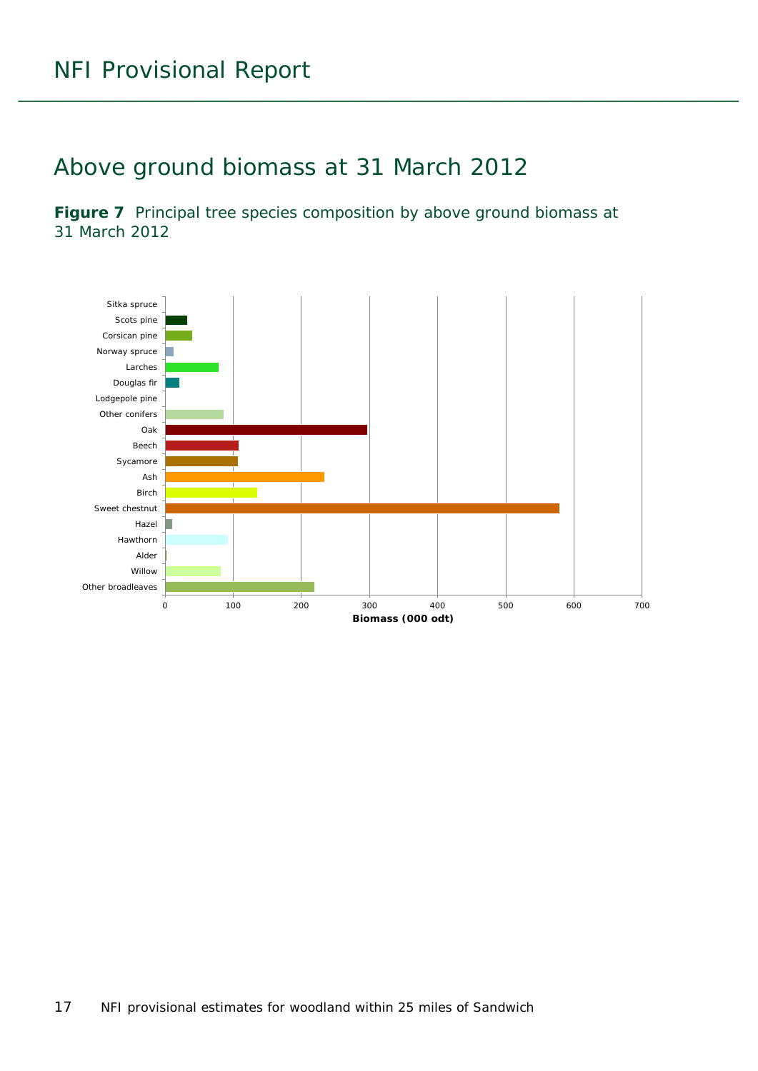## Above ground biomass at 31 March 2012

**Figure 7** Principal tree species composition by above ground biomass at 31 March 2012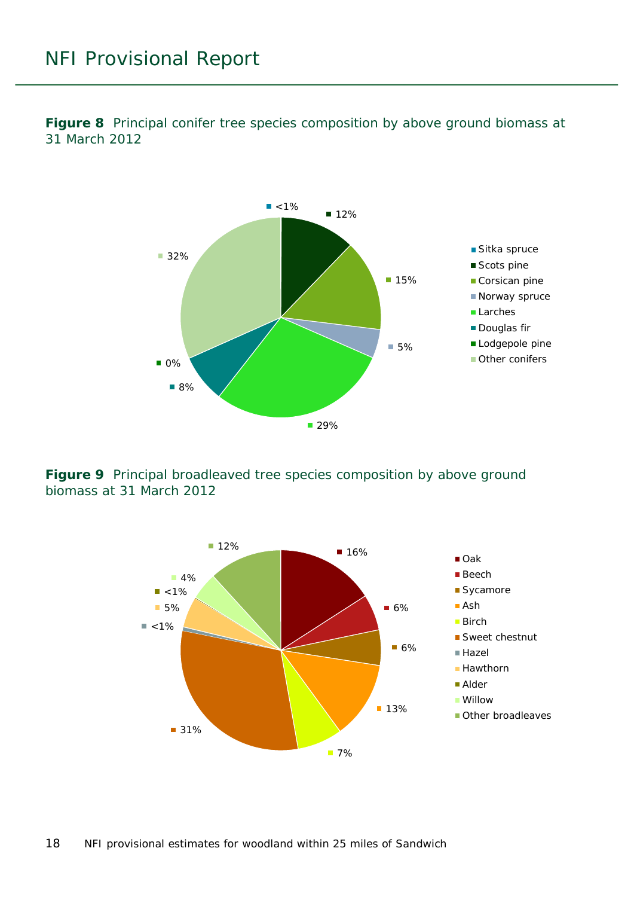**Figure 8** Principal conifer tree species composition by above ground biomass at 31 March 2012

| Species | Percentage |
| --- | --- |
| Sitka spruce | <1% |
| Scots pine | 12% |
| Corsican pine | 15% |
| Norway spruce | 5% |
| Larches | 29% |
| Douglas fir | 8% |
| Lodgepole pine | 0% |
| Other conifers | 32% |

**Figure 9** Principal broadleaved tree species composition by above ground biomass at 31 March 2012

| Species | Percentage |
| --- | --- |
| Oak | 16% |
| Beech | 6% |
| Sycamore | 6% |
| Ash | 13% |
| Birch | 7% |
| Sweet chestnut | 31% |
| Hazel | <1% |
| Hawthorn | 5% |
| Alder | <1% |
| Willow | 4% |
| Other broadleaves | 12% |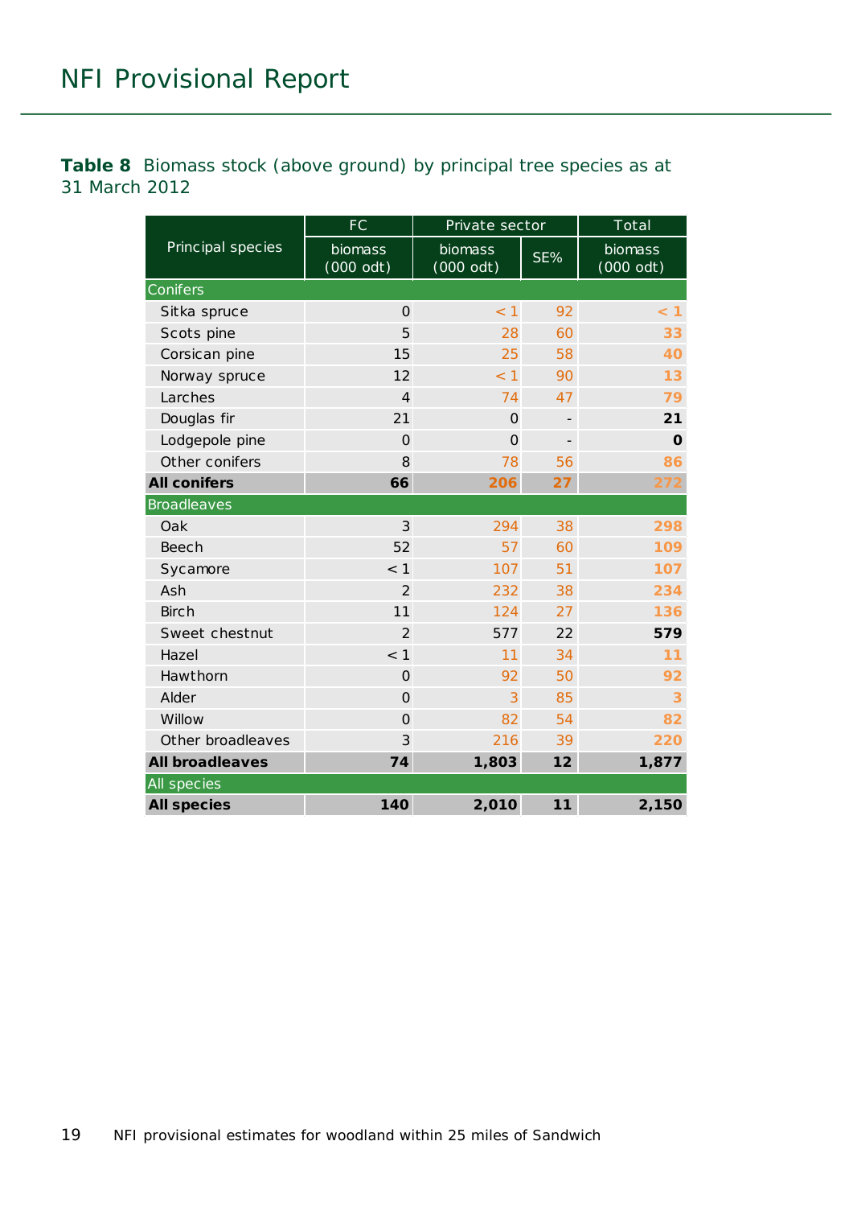**Table 8** Biomass stock (above ground) by principal tree species as at 31 March 2012

| Principal species | FC | Private sector | | Total |
|---|---|---|---|---|
| | biomass (000 odt) | biomass (000 odt) | SE% | biomass (000 odt) |
| **Conifers** | | | | |
| Sitka spruce | 0 | < 1 | 92 | < 1 |
| Scots pine | 5 | 28 | 60 | 33 |
| Corsican pine | 15 | 25 | 58 | 40 |
| Norway spruce | 12 | < 1 | 90 | 13 |
| Larches | 4 | 74 | 47 | 79 |
| Douglas fir | 21 | 0 | - | 21 |
| Lodgepole pine | 0 | 0 | - | 0 |
| Other conifers | 8 | 78 | 56 | 86 |
| **All conifers** | **66** | **206** | **27** | **272** |
| **Broadleaves** | | | | |
| Oak | 3 | 294 | 38 | 298 |
| Beech | 52 | 57 | 60 | 109 |
| Sycamore | < 1 | 107 | 51 | 107 |
| Ash | 2 | 232 | 38 | 234 |
| Birch | 11 | 124 | 27 | 136 |
| Sweet chestnut | 2 | 577 | 22 | 579 |
| Hazel | < 1 | 11 | 34 | 11 |
| Hawthorn | 0 | 92 | 50 | 92 |
| Alder | 0 | 3 | 85 | 3 |
| Willow | 0 | 82 | 54 | 82 |
| Other broadleaves | 3 | 216 | 39 | 220 |
| **All broadleaves** | **74** | **1,803** | **12** | **1,877** |
| **All species** | | | | |
| **All species** | **140** | **2,010** | **11** | **2,150** |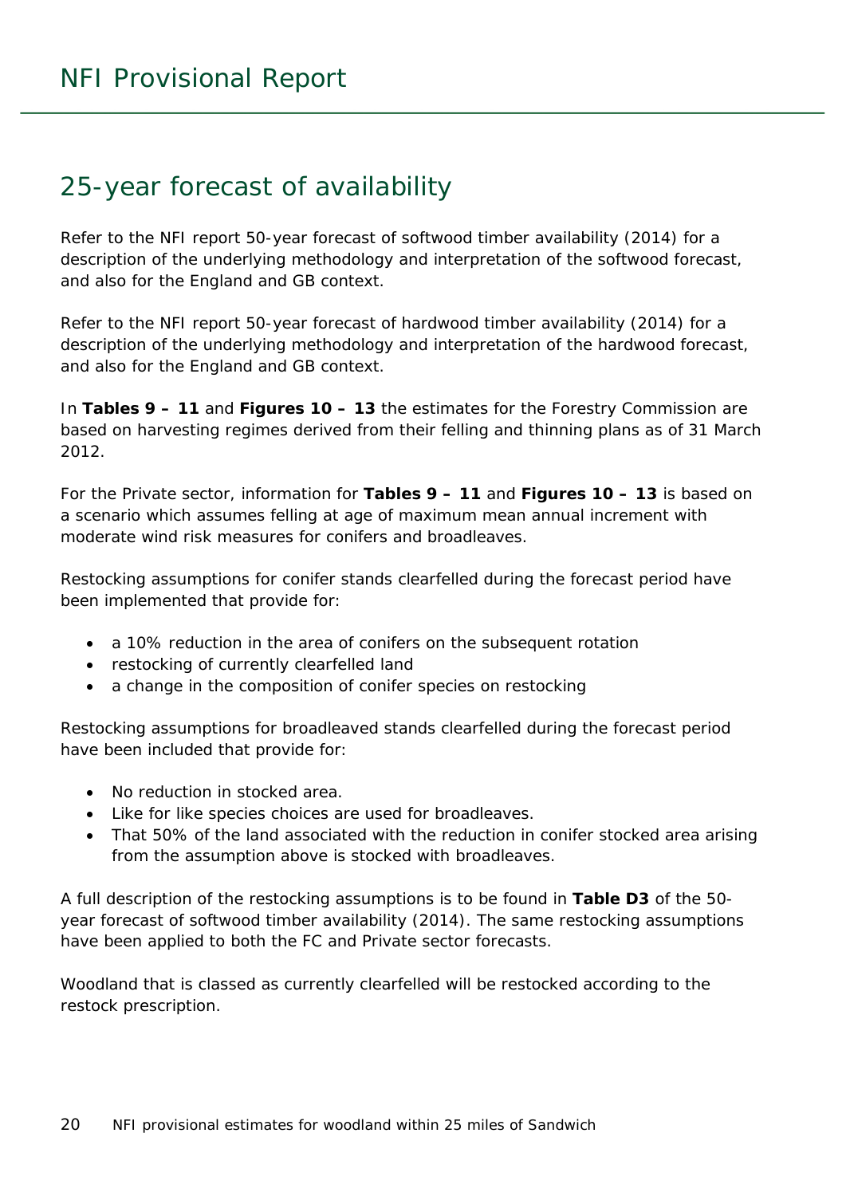## 25-year forecast of availability

Refer to the NFI report 50-year forecast of softwood timber availability (2014) for a description of the underlying methodology and interpretation of the softwood forecast, and also for the England and GB context.

Refer to the NFI report 50-year forecast of hardwood timber availability (2014) for a description of the underlying methodology and interpretation of the hardwood forecast, and also for the England and GB context.

In **Tables 9 – 11** and **Figures 10 – 13** the estimates for the Forestry Commission are based on harvesting regimes derived from their felling and thinning plans as of 31 March 2012.

For the Private sector, information for **Tables 9 – 11** and **Figures 10 – 13** is based on a scenario which assumes felling at age of maximum mean annual increment with moderate wind risk measures for conifers and broadleaves.

Restocking assumptions for conifer stands clearfelled during the forecast period have been implemented that provide for:

- a 10% reduction in the area of conifers on the subsequent rotation
- restocking of currently clearfelled land
- a change in the composition of conifer species on restocking

Restocking assumptions for broadleaved stands clearfelled during the forecast period have been included that provide for:

- No reduction in stocked area.
- Like for like species choices are used for broadleaves.
- That 50% of the land associated with the reduction in conifer stocked area arising from the assumption above is stocked with broadleaves.

A full description of the restocking assumptions is to be found in **Table D3** of the 50-year forecast of softwood timber availability (2014). The same restocking assumptions have been applied to both the FC and Private sector forecasts.

Woodland that is classed as currently clearfelled will be restocked according to the restock prescription.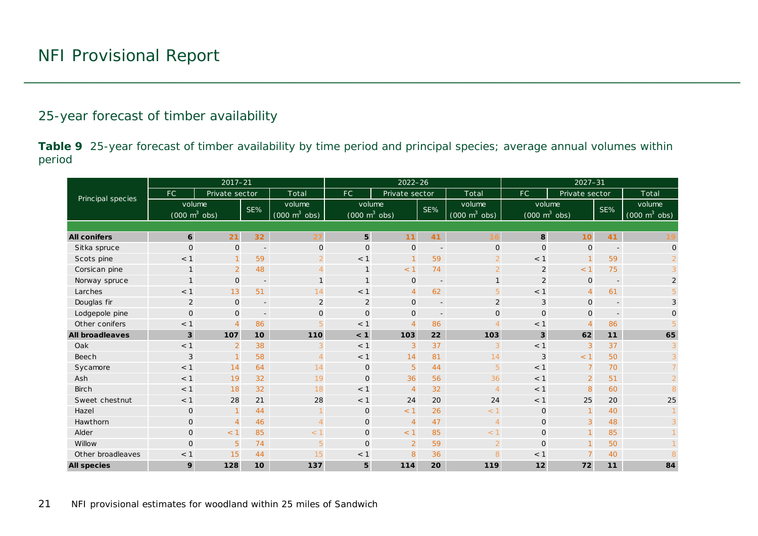## 25-year forecast of timber availability

**Table 9** 25-year forecast of timber availability by time period and principal species; average annual volumes within period

| Principal species | 2017–21 | | | | 2022–26 | | | | 2027–31 | | | |
|---|---|---|---|---|---|---|---|---|---|---|---|---|
| | FC | Private sector | | Total | FC | Private sector | | Total | FC | Private sector | | Total |
| | volume (000 m³ obs) | | SE% | volume (000 m³ obs) | volume (000 m³ obs) | | SE% | volume (000 m³ obs) | volume (000 m³ obs) | | SE% | volume (000 m³ obs) |
| **All conifers** | **6** | **21** | **32** | **27** | **5** | **11** | **41** | **16** | **8** | **10** | **41** | **19** |
| Sitka spruce | 0 | 0 | - | 0 | 0 | 0 | - | 0 | 0 | 0 | - | 0 |
| Scots pine | < 1 | 1 | 59 | 2 | < 1 | 1 | 59 | 2 | < 1 | 1 | 59 | 2 |
| Corsican pine | 1 | 2 | 48 | 4 | 1 | < 1 | 74 | 2 | 2 | < 1 | 75 | 3 |
| Norway spruce | 1 | 0 | - | 1 | 1 | 0 | - | 1 | 2 | 0 | - | 2 |
| Larches | < 1 | 13 | 51 | 14 | < 1 | 4 | 62 | 5 | < 1 | 4 | 61 | 5 |
| Douglas fir | 2 | 0 | - | 2 | 2 | 0 | - | 2 | 3 | 0 | - | 3 |
| Lodgepole pine | 0 | 0 | - | 0 | 0 | 0 | - | 0 | 0 | 0 | - | 0 |
| Other conifers | < 1 | 4 | 86 | 5 | < 1 | 4 | 86 | 4 | < 1 | 4 | 86 | 5 |
| **All broadleaves** | **3** | **107** | **10** | **110** | **< 1** | **103** | **22** | **103** | **3** | **62** | **11** | **65** |
| Oak | < 1 | 2 | 38 | 3 | < 1 | 3 | 37 | 3 | < 1 | 3 | 37 | 3 |
| Beech | 3 | 1 | 58 | 4 | < 1 | 14 | 81 | 14 | 3 | < 1 | 50 | 3 |
| Sycamore | < 1 | 14 | 64 | 14 | 0 | 5 | 44 | 5 | < 1 | 7 | 70 | 7 |
| Ash | < 1 | 19 | 32 | 19 | 0 | 36 | 56 | 36 | < 1 | 2 | 51 | 2 |
| Birch | < 1 | 18 | 32 | 18 | < 1 | 4 | 32 | 4 | < 1 | 8 | 60 | 8 |
| Sweet chestnut | < 1 | 28 | 21 | 28 | < 1 | 24 | 20 | 24 | < 1 | 25 | 20 | 25 |
| Hazel | 0 | 1 | 44 | 1 | 0 | < 1 | 26 | < 1 | 0 | 1 | 40 | 1 |
| Hawthorn | 0 | 4 | 46 | 4 | 0 | 4 | 47 | 4 | 0 | 3 | 48 | 3 |
| Alder | 0 | < 1 | 85 | < 1 | 0 | < 1 | 85 | < 1 | 0 | 1 | 85 | 1 |
| Willow | 0 | 5 | 74 | 5 | 0 | 2 | 59 | 2 | 0 | 1 | 50 | 1 |
| Other broadleaves | < 1 | 15 | 44 | 15 | < 1 | 8 | 36 | 8 | < 1 | 7 | 40 | 8 |
| **All species** | **9** | **128** | **10** | **137** | **5** | **114** | **20** | **119** | **12** | **72** | **11** | **84** |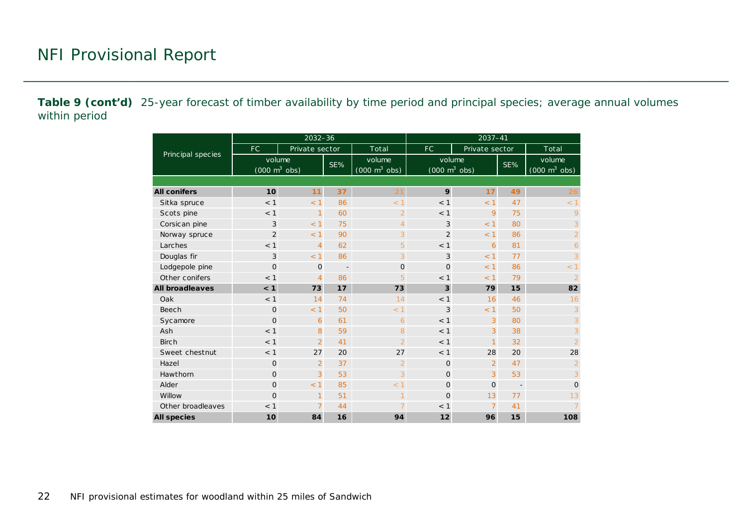# NFI Provisional Report

**Table 9 (cont'd)** 25-year forecast of timber availability by time period and principal species; average annual volumes within period

| Principal species | 2032–36 | | | | 2037–41 | | | |
|---|---|---|---|---|---|---|---|---|
| | FC | Private sector | | Total | FC | Private sector | | Total |
| | volume (000 m$^3$ obs) | | SE% | volume (000 m$^3$ obs) | volume (000 m$^3$ obs) | | SE% | volume (000 m$^3$ obs) |
| **All conifers** | **10** | **11** | **37** | **21** | **9** | **17** | **49** | **26** |
| Sitka spruce | < 1 | < 1 | 86 | < 1 | < 1 | < 1 | 47 | < 1 |
| Scots pine | < 1 | 1 | 60 | 2 | < 1 | 9 | 75 | 9 |
| Corsican pine | 3 | < 1 | 75 | 4 | 3 | < 1 | 80 | 3 |
| Norway spruce | 2 | < 1 | 90 | 3 | 2 | < 1 | 86 | 2 |
| Larches | < 1 | 4 | 62 | 5 | < 1 | 6 | 81 | 6 |
| Douglas fir | 3 | < 1 | 86 | 3 | 3 | < 1 | 77 | 3 |
| Lodgepole pine | 0 | 0 | - | 0 | 0 | < 1 | 86 | < 1 |
| Other conifers | < 1 | 4 | 86 | 5 | < 1 | < 1 | 79 | 2 |
| **All broadleaves** | **< 1** | **73** | **17** | **73** | **3** | **79** | **15** | **82** |
| Oak | < 1 | 14 | 74 | 14 | < 1 | 16 | 46 | 16 |
| Beech | 0 | < 1 | 50 | < 1 | 3 | < 1 | 50 | 3 |
| Sycamore | 0 | 6 | 61 | 6 | < 1 | 3 | 80 | 3 |
| Ash | < 1 | 8 | 59 | 8 | < 1 | 3 | 38 | 3 |
| Birch | < 1 | 2 | 41 | 2 | < 1 | 1 | 32 | 2 |
| Sweet chestnut | < 1 | 27 | 20 | 27 | < 1 | 28 | 20 | 28 |
| Hazel | 0 | 2 | 37 | 2 | 0 | 2 | 47 | 2 |
| Hawthorn | 0 | 3 | 53 | 3 | 0 | 3 | 53 | 3 |
| Alder | 0 | < 1 | 85 | < 1 | 0 | 0 | - | 0 |
| Willow | 0 | 1 | 51 | 1 | 0 | 13 | 77 | 13 |
| Other broadleaves | < 1 | 7 | 44 | 7 | < 1 | 7 | 41 | 7 |
| **All species** | **10** | **84** | **16** | **94** | **12** | **96** | **15** | **108** |

NFI provisional estimates for woodland within 25 miles of Sandwich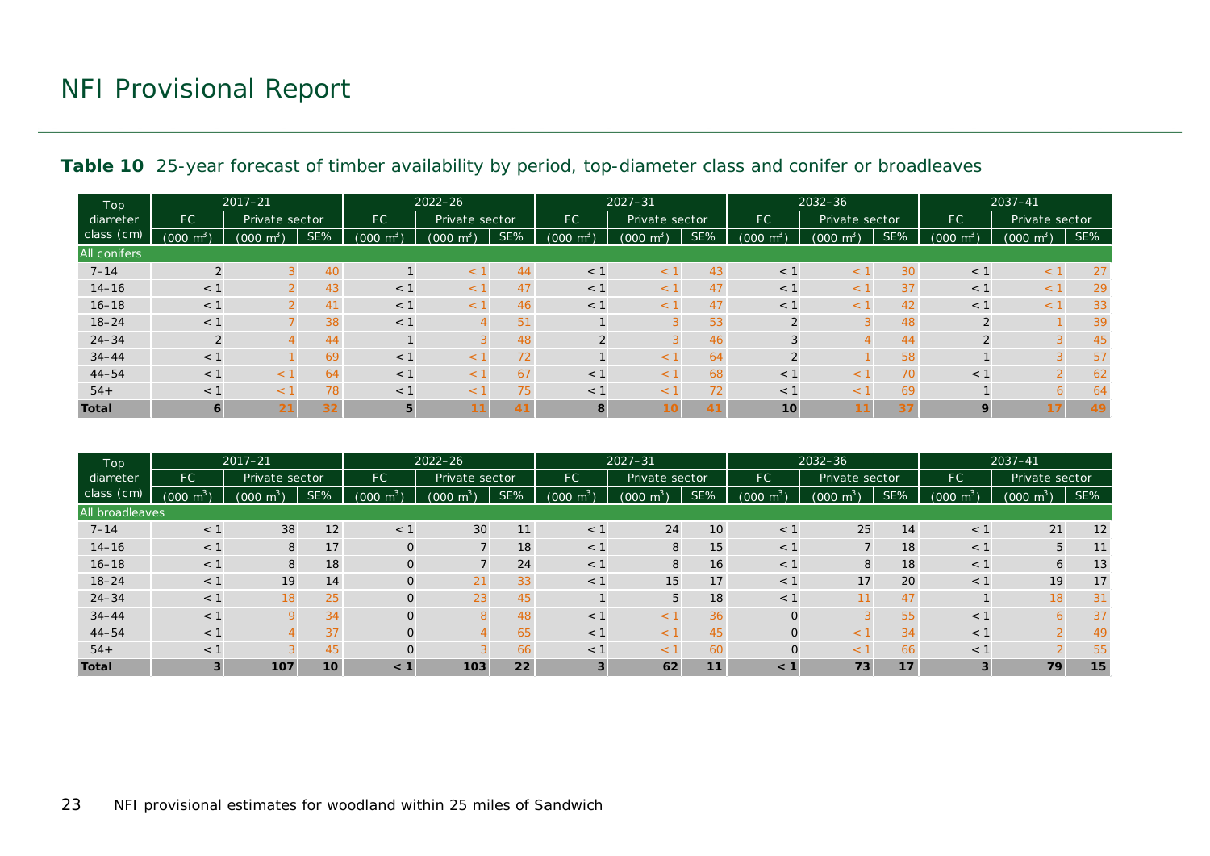**Table 10** 25-year forecast of timber availability by period, top-diameter class and conifer or broadleaves

| Top diameter class (cm) | 2017–21 | | | 2022–26 | | | 2027–31 | | | 2032–36 | | | 2037–41 | | |
|---|---|---|---|---|---|---|---|---|---|---|---|---|---|---|---|
| | FC | Private sector | | FC | Private sector | | FC | Private sector | | FC | Private sector | | FC | Private sector | |
| | (000 $m^3$) | (000 $m^3$) | SE% | (000 $m^3$) | (000 $m^3$) | SE% | (000 $m^3$) | (000 $m^3$) | SE% | (000 $m^3$) | (000 $m^3$) | SE% | (000 $m^3$) | (000 $m^3$) | SE% |
| All conifers | | | | | | | | | | | | | | | |
| 7–14 | 2 | 3 | 40 | 1 | < 1 | 44 | < 1 | < 1 | 43 | < 1 | < 1 | 30 | < 1 | < 1 | 27 |
| 14–16 | < 1 | 2 | 43 | < 1 | < 1 | 47 | < 1 | < 1 | 47 | < 1 | < 1 | 37 | < 1 | < 1 | 29 |
| 16–18 | < 1 | 2 | 41 | < 1 | < 1 | 46 | < 1 | < 1 | 47 | < 1 | < 1 | 42 | < 1 | < 1 | 33 |
| 18–24 | < 1 | 7 | 38 | < 1 | 4 | 51 | 1 | 3 | 53 | 2 | 3 | 48 | 2 | 1 | 39 |
| 24–34 | 2 | 4 | 44 | 1 | 3 | 48 | 2 | 3 | 46 | 3 | 4 | 44 | 2 | 3 | 45 |
| 34–44 | < 1 | 1 | 69 | < 1 | < 1 | 72 | 1 | < 1 | 64 | 2 | 1 | 58 | 1 | 3 | 57 |
| 44–54 | < 1 | < 1 | 64 | < 1 | < 1 | 67 | < 1 | < 1 | 68 | < 1 | < 1 | 70 | < 1 | 2 | 62 |
| 54+ | < 1 | < 1 | 78 | < 1 | < 1 | 75 | < 1 | < 1 | 72 | < 1 | < 1 | 69 | 1 | 6 | 64 |
| **Total** | **6** | **21** | **32** | **5** | **11** | **41** | **8** | **10** | **41** | **10** | **11** | **37** | **9** | **17** | **49** |

| Top diameter class (cm) | 2017–21 | | | 2022–26 | | | 2027–31 | | | 2032–36 | | | 2037–41 | | |
|---|---|---|---|---|---|---|---|---|---|---|---|---|---|---|---|
| | FC | Private sector | | FC | Private sector | | FC | Private sector | | FC | Private sector | | FC | Private sector | |
| | (000 $m^3$) | (000 $m^3$) | SE% | (000 $m^3$) | (000 $m^3$) | SE% | (000 $m^3$) | (000 $m^3$) | SE% | (000 $m^3$) | (000 $m^3$) | SE% | (000 $m^3$) | (000 $m^3$) | SE% |
| All broadleaves | | | | | | | | | | | | | | | |
| 7–14 | < 1 | 38 | 12 | < 1 | 30 | 11 | < 1 | 24 | 10 | < 1 | 25 | 14 | < 1 | 21 | 12 |
| 14–16 | < 1 | 8 | 17 | 0 | 7 | 18 | < 1 | 8 | 15 | < 1 | 7 | 18 | < 1 | 5 | 11 |
| 16–18 | < 1 | 8 | 18 | 0 | 7 | 24 | < 1 | 8 | 16 | < 1 | 8 | 18 | < 1 | 6 | 13 |
| 18–24 | < 1 | 19 | 14 | 0 | 21 | 33 | < 1 | 15 | 17 | < 1 | 17 | 20 | < 1 | 19 | 17 |
| 24–34 | < 1 | 18 | 25 | 0 | 23 | 45 | 1 | 5 | 18 | < 1 | 11 | 47 | 1 | 18 | 31 |
| 34–44 | < 1 | 9 | 34 | 0 | 8 | 48 | < 1 | < 1 | 36 | 0 | 3 | 55 | < 1 | 6 | 37 |
| 44–54 | < 1 | 4 | 37 | 0 | 4 | 65 | < 1 | < 1 | 45 | 0 | < 1 | 34 | < 1 | 2 | 49 |
| 54+ | < 1 | 3 | 45 | 0 | 3 | 66 | < 1 | < 1 | 60 | 0 | < 1 | 66 | < 1 | 2 | 55 |
| **Total** | **3** | **107** | **10** | **< 1** | **103** | **22** | **3** | **62** | **11** | **< 1** | **73** | **17** | **3** | **79** | **15** |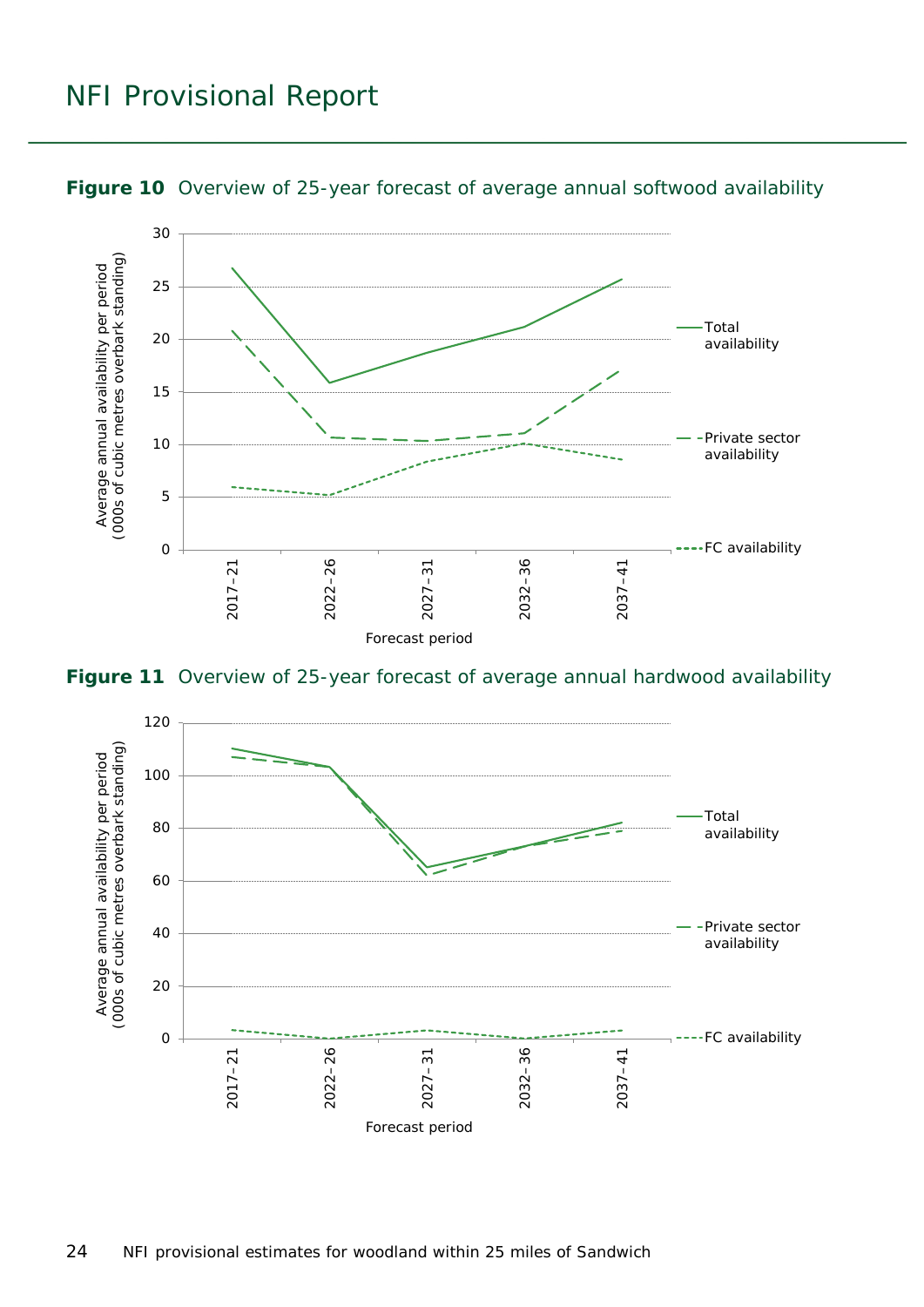**Figure 10** Overview of 25-year forecast of average annual softwood availability

**Figure 11** Overview of 25-year forecast of average annual hardwood availability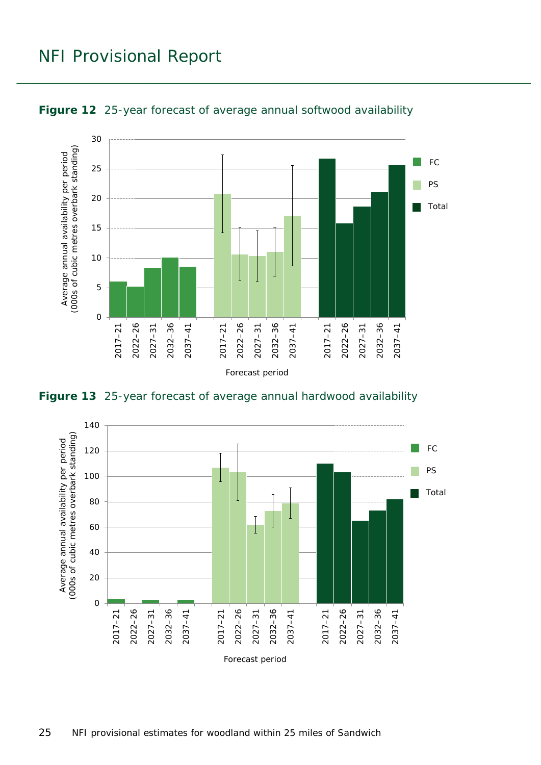**Figure 12** 25-year forecast of average annual softwood availability

**Figure 13** 25-year forecast of average annual hardwood availability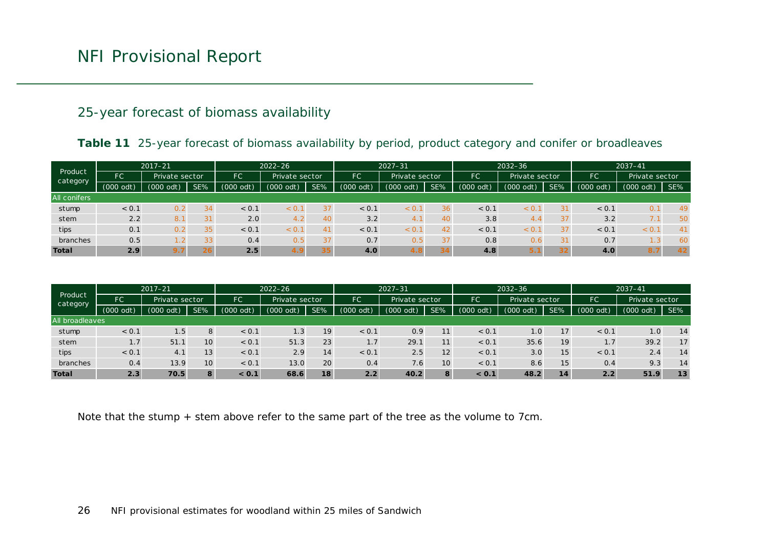## 25-year forecast of biomass availability

**Table 11** 25-year forecast of biomass availability by period, product category and conifer or broadleaves

| Product category | 2017–21 | | | 2022–26 | | | 2027–31 | | | 2032–36 | | | 2037–41 | | |
|---|---|---|---|---|---|---|---|---|---|---|---|---|---|---|---|
| | FC | Private sector | | FC | Private sector | | FC | Private sector | | FC | Private sector | | FC | Private sector | |
| | (000 odt) | (000 odt) | SE% | (000 odt) | (000 odt) | SE% | (000 odt) | (000 odt) | SE% | (000 odt) | (000 odt) | SE% | (000 odt) | (000 odt) | SE% |
| All conifers | | | | | | | | | | | | | | | |
| stump | < 0.1 | 0.2 | 34 | < 0.1 | < 0.1 | 37 | < 0.1 | < 0.1 | 36 | < 0.1 | < 0.1 | 31 | < 0.1 | 0.1 | 49 |
| stem | 2.2 | 8.1 | 31 | 2.0 | 4.2 | 40 | 3.2 | 4.1 | 40 | 3.8 | 4.4 | 37 | 3.2 | 7.1 | 50 |
| tips | 0.1 | 0.2 | 35 | < 0.1 | < 0.1 | 41 | < 0.1 | < 0.1 | 42 | < 0.1 | < 0.1 | 37 | < 0.1 | < 0.1 | 41 |
| branches | 0.5 | 1.2 | 33 | 0.4 | 0.5 | 37 | 0.7 | 0.5 | 37 | 0.8 | 0.6 | 31 | 0.7 | 1.3 | 60 |
| **Total** | **2.9** | **9.7** | **26** | **2.5** | **4.9** | **35** | **4.0** | **4.8** | **34** | **4.8** | **5.1** | **32** | **4.0** | **8.7** | **42** |

| Product category | 2017–21 | | | 2022–26 | | | 2027–31 | | | 2032–36 | | | 2037–41 | | |
|---|---|---|---|---|---|---|---|---|---|---|---|---|---|---|---|
| | FC | Private sector | | FC | Private sector | | FC | Private sector | | FC | Private sector | | FC | Private sector | |
| | (000 odt) | (000 odt) | SE% | (000 odt) | (000 odt) | SE% | (000 odt) | (000 odt) | SE% | (000 odt) | (000 odt) | SE% | (000 odt) | (000 odt) | SE% |
| All broadleaves | | | | | | | | | | | | | | | |
| stump | < 0.1 | 1.5 | 8 | < 0.1 | 1.3 | 19 | < 0.1 | 0.9 | 11 | < 0.1 | 1.0 | 17 | < 0.1 | 1.0 | 14 |
| stem | 1.7 | 51.1 | 10 | < 0.1 | 51.3 | 23 | 1.7 | 29.1 | 11 | < 0.1 | 35.6 | 19 | 1.7 | 39.2 | 17 |
| tips | < 0.1 | 4.1 | 13 | < 0.1 | 2.9 | 14 | < 0.1 | 2.5 | 12 | < 0.1 | 3.0 | 15 | < 0.1 | 2.4 | 14 |
| branches | 0.4 | 13.9 | 10 | < 0.1 | 13.0 | 20 | 0.4 | 7.6 | 10 | < 0.1 | 8.6 | 15 | 0.4 | 9.3 | 14 |
| **Total** | **2.3** | **70.5** | **8** | **< 0.1** | **68.6** | **18** | **2.2** | **40.2** | **8** | **< 0.1** | **48.2** | **14** | **2.2** | **51.9** | **13** |

Note that the stump + stem above refer to the same part of the tree as the volume to 7cm.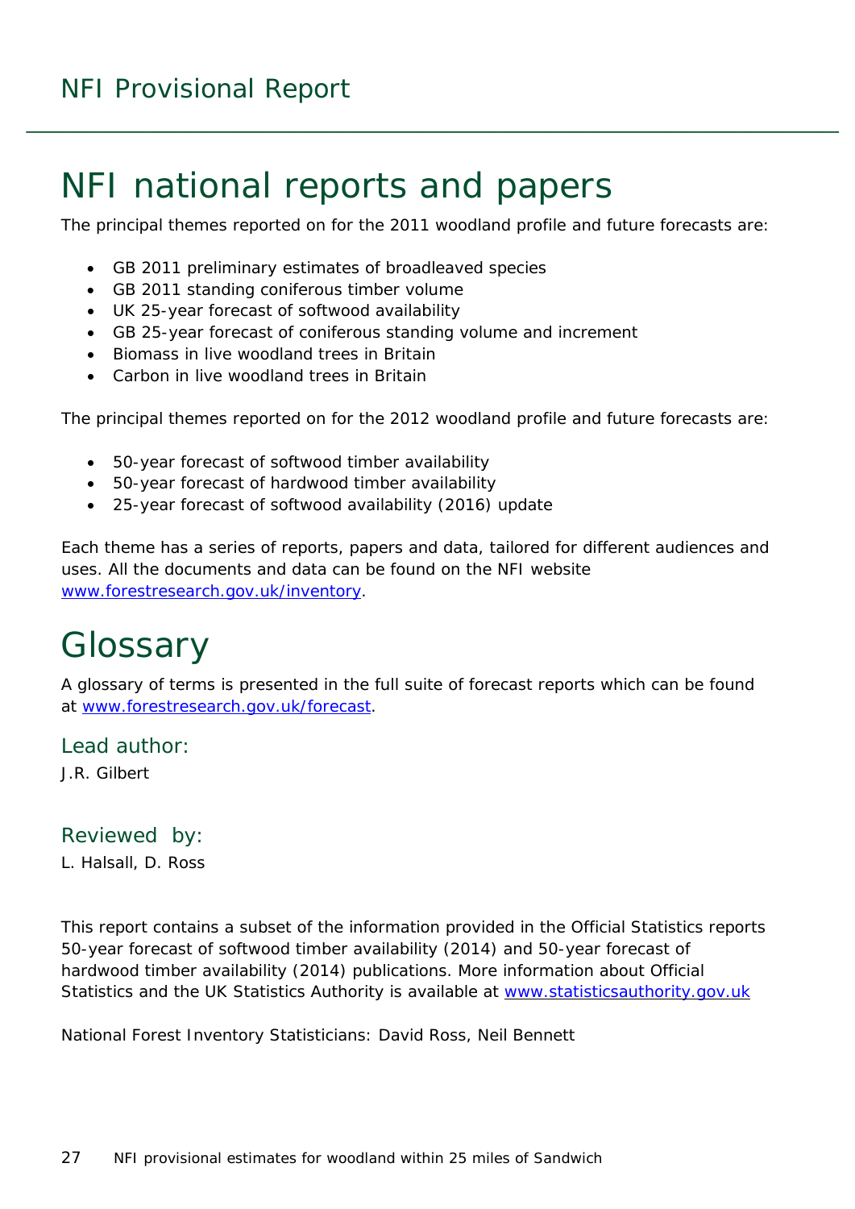# NFI national reports and papers

The principal themes reported on for the 2011 woodland profile and future forecasts are:

- GB 2011 preliminary estimates of broadleaved species
- GB 2011 standing coniferous timber volume
- UK 25-year forecast of softwood availability
- GB 25-year forecast of coniferous standing volume and increment
- Biomass in live woodland trees in Britain
- Carbon in live woodland trees in Britain

The principal themes reported on for the 2012 woodland profile and future forecasts are:

- 50-year forecast of softwood timber availability
- 50-year forecast of hardwood timber availability
- 25-year forecast of softwood availability (2016) update

Each theme has a series of reports, papers and data, tailored for different audiences and uses. All the documents and data can be found on the NFI website www.forestresearch.gov.uk/inventory.

# Glossary

A glossary of terms is presented in the full suite of forecast reports which can be found at www.forestresearch.gov.uk/forecast.

### Lead author:

J.R. Gilbert

### Reviewed by:

L. Halsall, D. Ross

This report contains a subset of the information provided in the Official Statistics reports 50-year forecast of softwood timber availability (2014) and 50-year forecast of hardwood timber availability (2014) publications. More information about Official Statistics and the UK Statistics Authority is available at www.statisticsauthority.gov.uk

National Forest Inventory Statisticians: David Ross, Neil Bennett